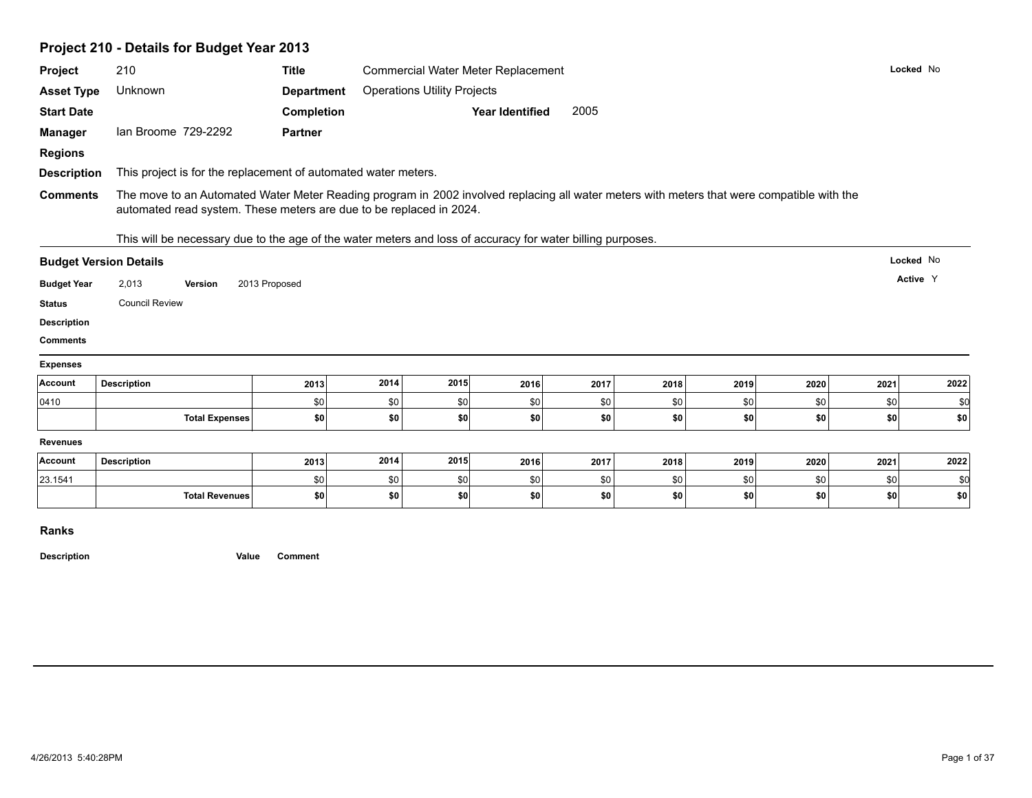# Project 210 - Details for Budget Year 2013

**Project** 210 **Title** Commercial Water Meter Replacement **Locked** No

**Asset Type** Unknown **Department** Operations Utility Projects

**Start Date** **Completion** **Year Identified** 2005

**Manager** Ian Broome 729-2292 **Partner**

**Regions**

**Description** This project is for the replacement of automated water meters.

**Comments** The move to an Automated Water Meter Reading program in 2002 involved replacing all water meters with meters that were compatible with the automated read system. These meters are due to be replaced in 2024.

This will be necessary due to the age of the water meters and loss of accuracy for water billing purposes.

## Budget Version Details

**Locked** No

**Active** Y

**Budget Year** 2,013 **Version** 2013 Proposed

**Status** Council Review

**Description**

**Comments**

### Expenses

| Account | Description | 2013 | 2014 | 2015 | 2016 | 2017 | 2018 | 2019 | 2020 | 2021 | 2022 |
|---|---|---|---|---|---|---|---|---|---|---|---|
| 0410 | | $0 | $0 | $0 | $0 | $0 | $0 | $0 | $0 | $0 | $0 |
| | **Total Expenses** | **$0** | **$0** | **$0** | **$0** | **$0** | **$0** | **$0** | **$0** | **$0** | **$0** |

### Revenues

| Account | Description | 2013 | 2014 | 2015 | 2016 | 2017 | 2018 | 2019 | 2020 | 2021 | 2022 |
|---|---|---|---|---|---|---|---|---|---|---|---|
| 23.1541 | | $0 | $0 | $0 | $0 | $0 | $0 | $0 | $0 | $0 | $0 |
| | **Total Revenues** | **$0** | **$0** | **$0** | **$0** | **$0** | **$0** | **$0** | **$0** | **$0** | **$0** |

## Ranks

| Description | Value | Comment |
|---|---|---|

4/26/2013 5:40:28PM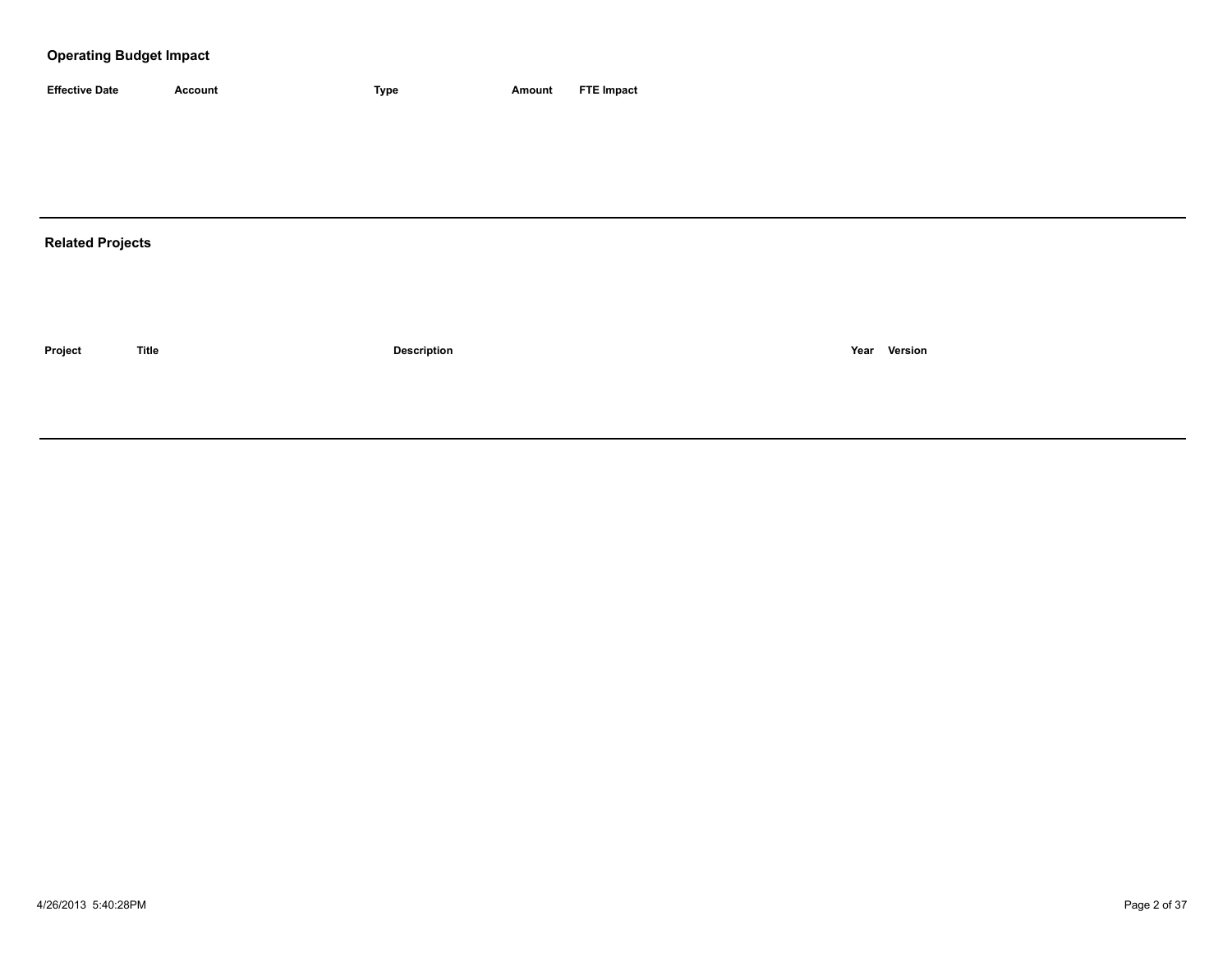## Operating Budget Impact

| Effective Date | Account | Type | Amount | FTE Impact |
| --- | --- | --- | --- | --- |

## Related Projects

| Project | Title | Description | Year | Version |
| --- | --- | --- | --- | --- |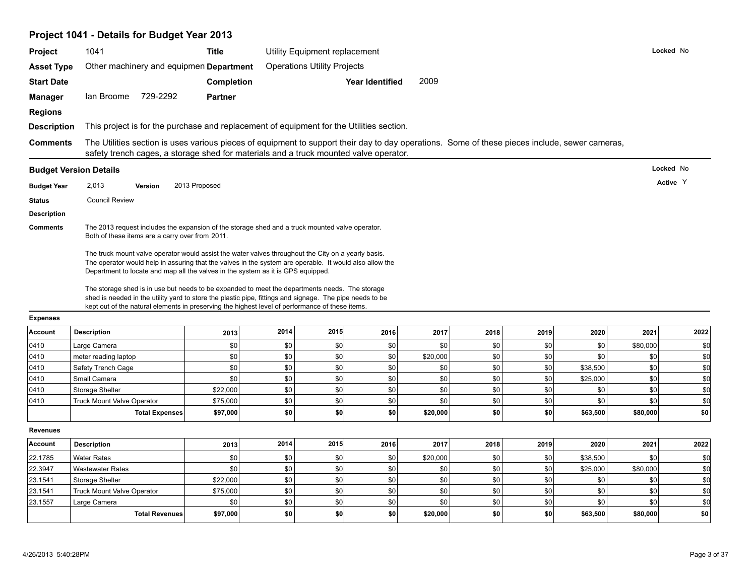## Project 1041 - Details for Budget Year 2013

| | | | | |
|---|---|---|---|---|
| **Project** | 1041 | **Title** | Utility Equipment replacement | **Locked** No |
| **Asset Type** | Other machinery and equipmen | **Department** | Operations Utility Projects | |
| **Start Date** | | **Completion** | **Year Identified** 2009 | |
| **Manager** | Ian Broome 729-2292 | **Partner** | | |
| **Regions** | | | | |

**Description** This project is for the purchase and replacement of equipment for the Utilities section.

**Comments** The Utilities section is uses various pieces of equipment to support their day to day operations. Some of these pieces include, sewer cameras, safety trench cages, a storage shed for materials and a truck mounted valve operator.

### Budget Version Details

**Locked** No

**Active** Y

**Budget Year** 2,013 **Version** 2013 Proposed

**Status** Council Review

**Description**

**Comments** The 2013 request includes the expansion of the storage shed and a truck mounted valve operator. Both of these items are a carry over from 2011.

The truck mount valve operator would assist the water valves throughout the City on a yearly basis. The operator would help in assuring that the valves in the system are operable. It would also allow the Department to locate and map all the valves in the system as it is GPS equipped.

The storage shed is in use but needs to be expanded to meet the departments needs. The storage shed is needed in the utility yard to store the plastic pipe, fittings and signage. The pipe needs to be kept out of the natural elements in preserving the highest level of performance of these items.

**Expenses**

| Account | Description | 2013 | 2014 | 2015 | 2016 | 2017 | 2018 | 2019 | 2020 | 2021 | 2022 |
|---|---|---|---|---|---|---|---|---|---|---|---|
| 0410 | Large Camera | $0 | $0 | $0 | $0 | $0 | $0 | $0 | $0 | $80,000 | $0 |
| 0410 | meter reading laptop | $0 | $0 | $0 | $0 | $20,000 | $0 | $0 | $0 | $0 | $0 |
| 0410 | Safety Trench Cage | $0 | $0 | $0 | $0 | $0 | $0 | $0 | $38,500 | $0 | $0 |
| 0410 | Small Camera | $0 | $0 | $0 | $0 | $0 | $0 | $0 | $25,000 | $0 | $0 |
| 0410 | Storage Shelter | $22,000 | $0 | $0 | $0 | $0 | $0 | $0 | $0 | $0 | $0 |
| 0410 | Truck Mount Valve Operator | $75,000 | $0 | $0 | $0 | $0 | $0 | $0 | $0 | $0 | $0 |
| | **Total Expenses** | **$97,000** | **$0** | **$0** | **$0** | **$20,000** | **$0** | **$0** | **$63,500** | **$80,000** | **$0** |

**Revenues**

| Account | Description | 2013 | 2014 | 2015 | 2016 | 2017 | 2018 | 2019 | 2020 | 2021 | 2022 |
|---|---|---|---|---|---|---|---|---|---|---|---|
| 22.1785 | Water Rates | $0 | $0 | $0 | $0 | $20,000 | $0 | $0 | $38,500 | $0 | $0 |
| 22.3947 | Wastewater Rates | $0 | $0 | $0 | $0 | $0 | $0 | $0 | $25,000 | $80,000 | $0 |
| 23.1541 | Storage Shelter | $22,000 | $0 | $0 | $0 | $0 | $0 | $0 | $0 | $0 | $0 |
| 23.1541 | Truck Mount Valve Operator | $75,000 | $0 | $0 | $0 | $0 | $0 | $0 | $0 | $0 | $0 |
| 23.1557 | Large Camera | $0 | $0 | $0 | $0 | $0 | $0 | $0 | $0 | $0 | $0 |
| | **Total Revenues** | **$97,000** | **$0** | **$0** | **$0** | **$20,000** | **$0** | **$0** | **$63,500** | **$80,000** | **$0** |

4/26/2013 5:40:28PM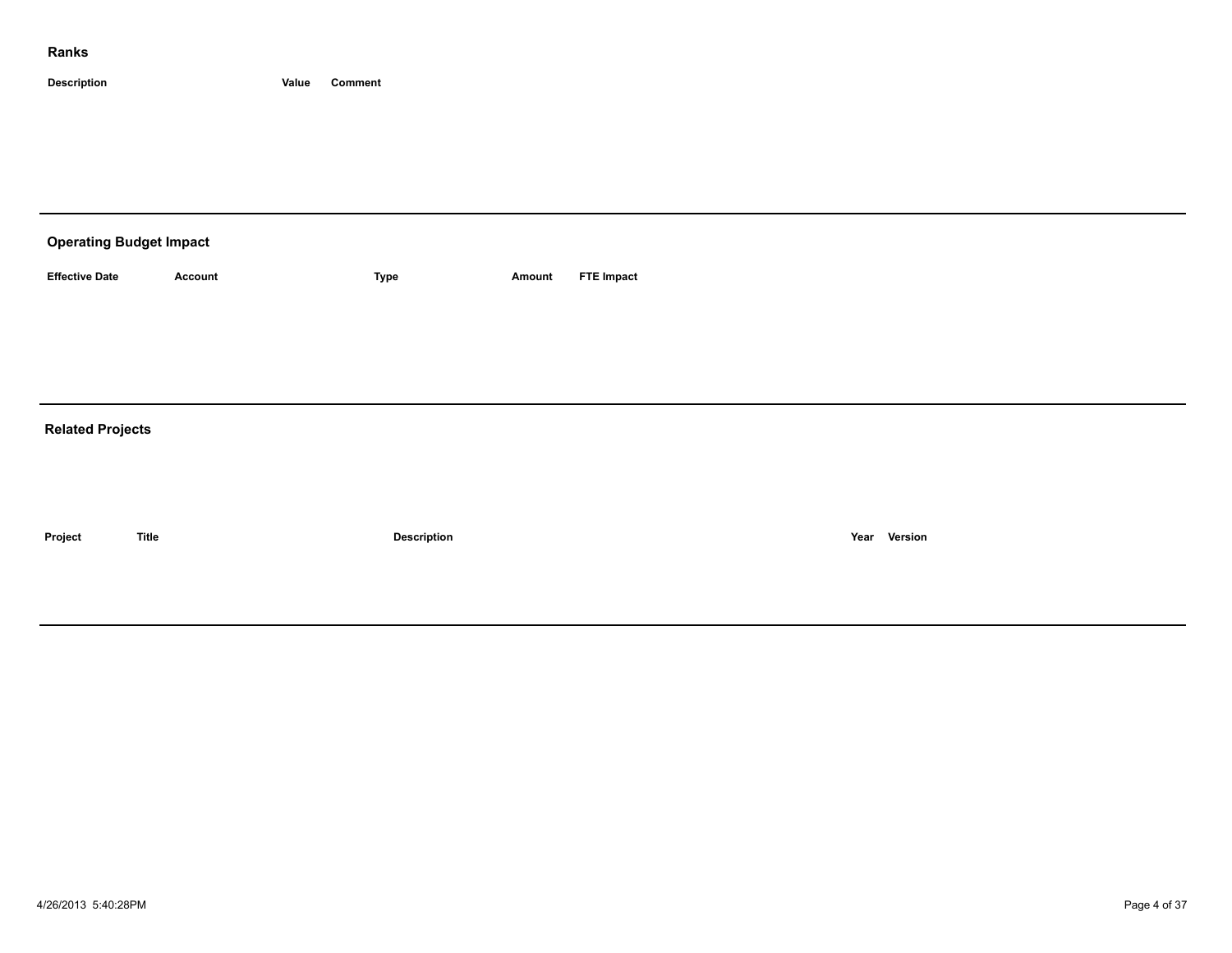## Ranks

| Description | Value | Comment |
| --- | --- | --- |

---

## Operating Budget Impact

| Effective Date | Account | Type | Amount | FTE Impact |
| --- | --- | --- | --- | --- |

---

## Related Projects

| Project | Title | Description | Year | Version |
| --- | --- | --- | --- | --- |

---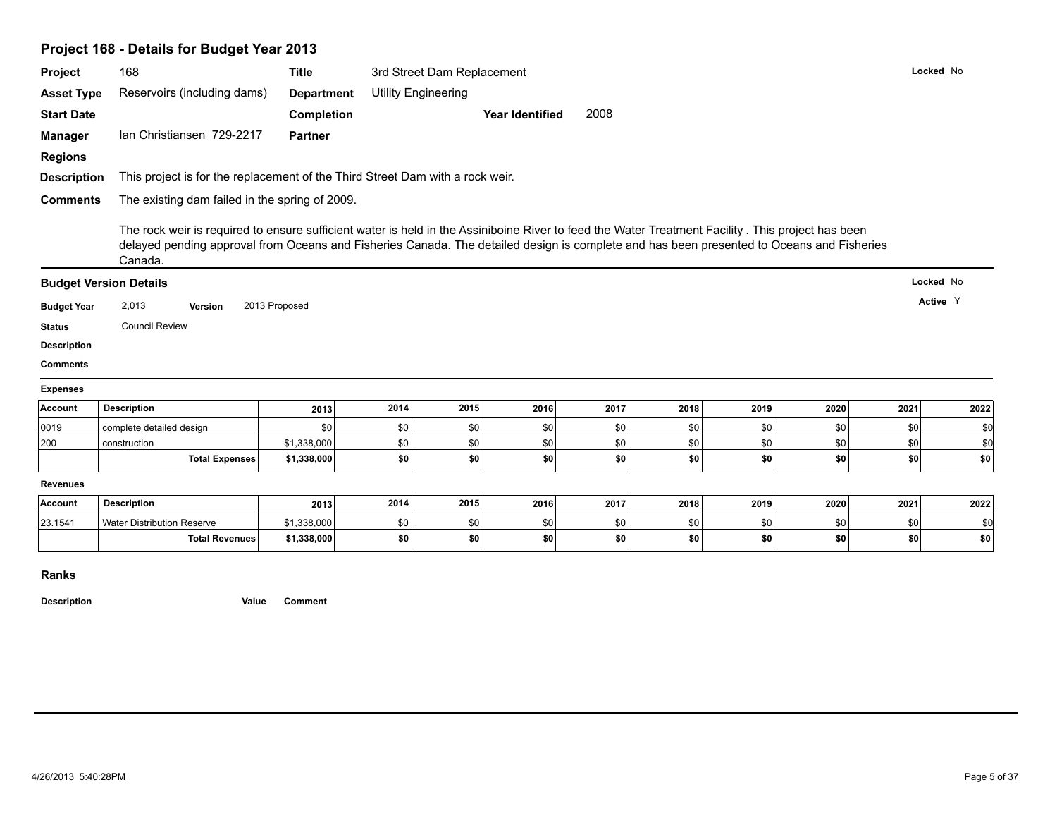## Project 168 - Details for Budget Year 2013

**Project** 168 **Title** 3rd Street Dam Replacement **Locked** No

**Asset Type** Reservoirs (including dams) **Department** Utility Engineering

**Start Date** **Completion** **Year Identified** 2008

**Manager** Ian Christiansen 729-2217 **Partner**

**Regions**

**Description** This project is for the replacement of the Third Street Dam with a rock weir.

**Comments** The existing dam failed in the spring of 2009.

The rock weir is required to ensure sufficient water is held in the Assiniboine River to feed the Water Treatment Facility . This project has been delayed pending approval from Oceans and Fisheries Canada. The detailed design is complete and has been presented to Oceans and Fisheries Canada.

### Budget Version Details

**Locked** No

**Budget Year** 2,013 **Version** 2013 Proposed **Active** Y

**Status** Council Review

**Description**

**Comments**

**Expenses**

| Account | Description | 2013 | 2014 | 2015 | 2016 | 2017 | 2018 | 2019 | 2020 | 2021 | 2022 |
|---|---|---|---|---|---|---|---|---|---|---|---|
| 0019 | complete detailed design | $0 | $0 | $0 | $0 | $0 | $0 | $0 | $0 | $0 | $0 |
| 200 | construction | $1,338,000 | $0 | $0 | $0 | $0 | $0 | $0 | $0 | $0 | $0 |
| | **Total Expenses** | **$1,338,000** | **$0** | **$0** | **$0** | **$0** | **$0** | **$0** | **$0** | **$0** | **$0** |

**Revenues**

| Account | Description | 2013 | 2014 | 2015 | 2016 | 2017 | 2018 | 2019 | 2020 | 2021 | 2022 |
|---|---|---|---|---|---|---|---|---|---|---|---|
| 23.1541 | Water Distribution Reserve | $1,338,000 | $0 | $0 | $0 | $0 | $0 | $0 | $0 | $0 | $0 |
| | **Total Revenues** | **$1,338,000** | **$0** | **$0** | **$0** | **$0** | **$0** | **$0** | **$0** | **$0** | **$0** |

### Ranks

**Description** **Value** **Comment**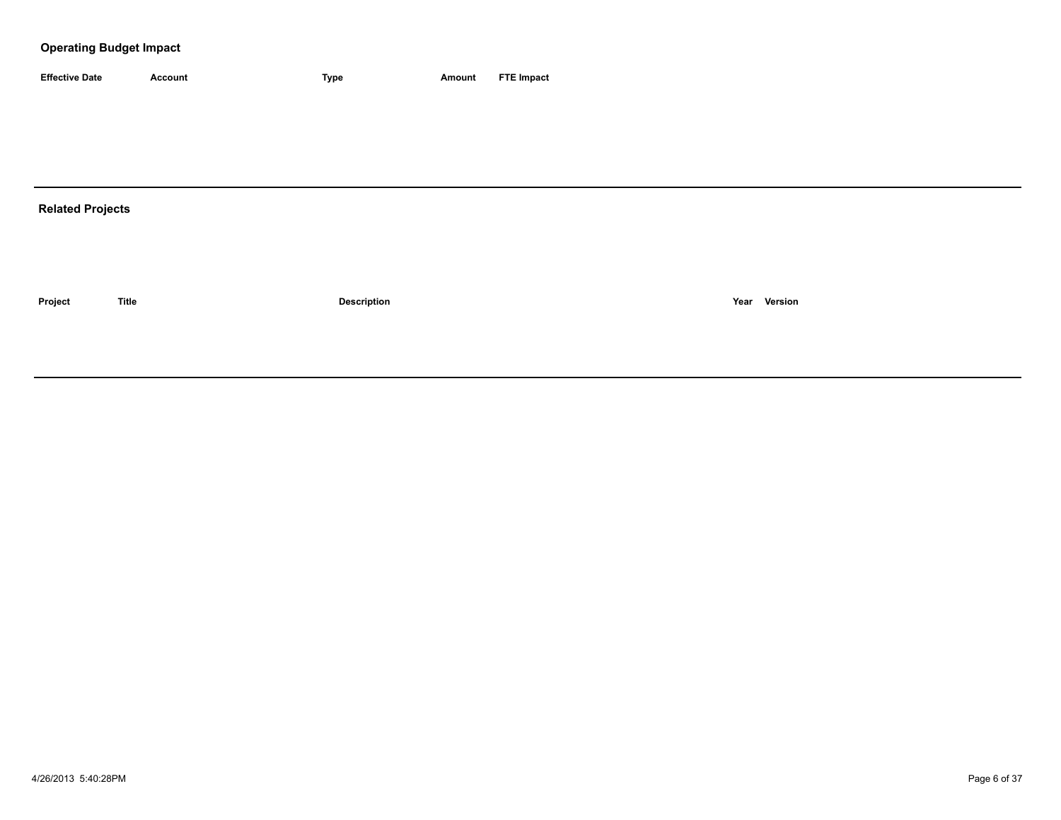## Operating Budget Impact

| Effective Date | Account | Type | Amount | FTE Impact |
|---|---|---|---|---|

---

## Related Projects

| Project | Title | Description | Year | Version |
|---|---|---|---|---|

---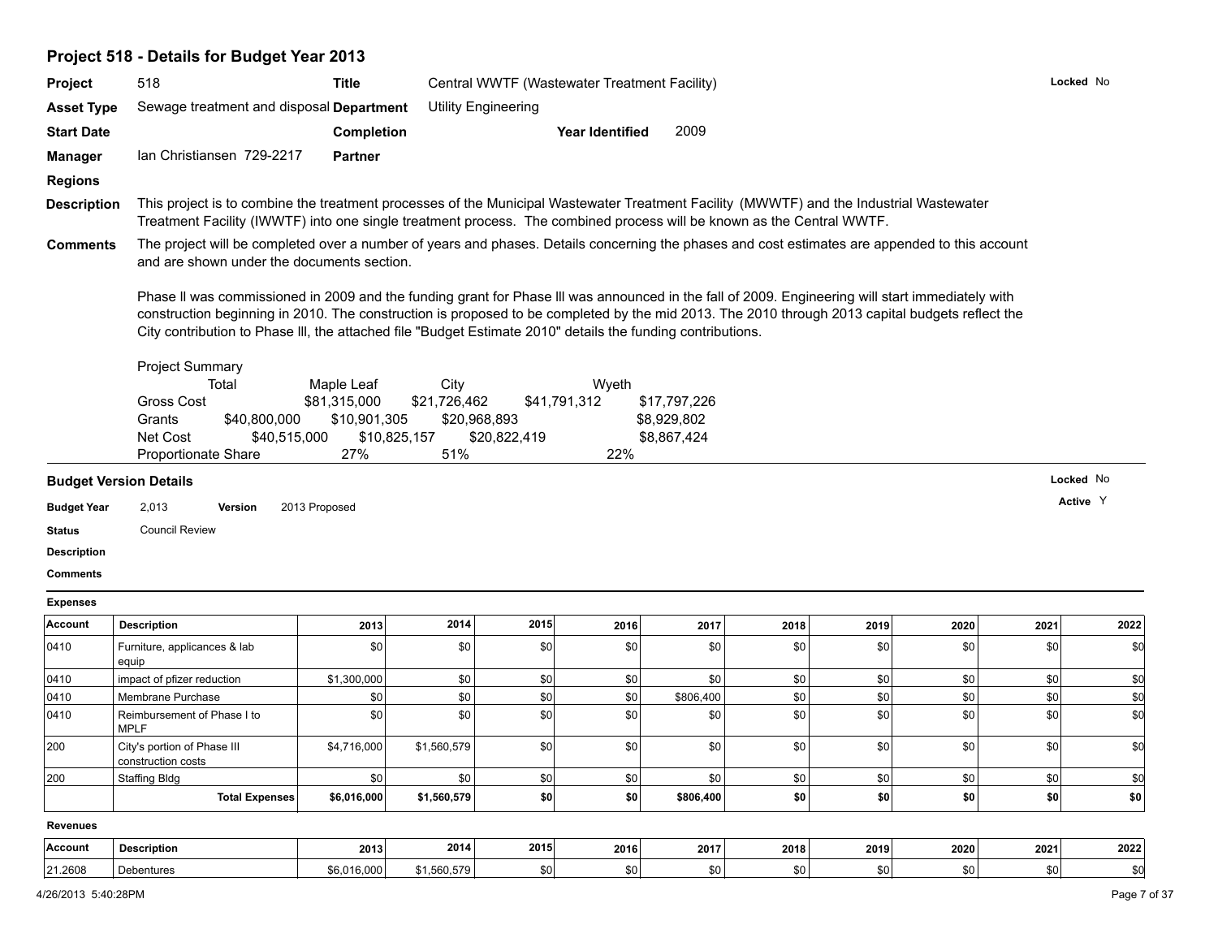## Project 518 - Details for Budget Year 2013

**Project** 518 **Title** Central WWTF (Wastewater Treatment Facility) **Locked** No

**Asset Type** Sewage treatment and disposal **Department** Utility Engineering

**Start Date** **Completion** **Year Identified** 2009

**Manager** Ian Christiansen 729-2217 **Partner**

**Regions**

**Description** This project is to combine the treatment processes of the Municipal Wastewater Treatment Facility (MWWTF) and the Industrial Wastewater Treatment Facility (IWWTF) into one single treatment process. The combined process will be known as the Central WWTF.

**Comments** The project will be completed over a number of years and phases. Details concerning the phases and cost estimates are appended to this account and are shown under the documents section.

Phase II was commissioned in 2009 and the funding grant for Phase III was announced in the fall of 2009. Engineering will start immediately with construction beginning in 2010. The construction is proposed to be completed by the mid 2013. The 2010 through 2013 capital budgets reflect the City contribution to Phase III, the attached file "Budget Estimate 2010" details the funding contributions.

Project Summary

| | Total | Maple Leaf | City | Wyeth |
|---|---|---|---|---|
| Gross Cost | $81,315,000 | $21,726,462 | $41,791,312 | $17,797,226 |
| Grants | $40,800,000 | $10,901,305 | $20,968,893 | $8,929,802 |
| Net Cost | $40,515,000 | $10,825,157 | $20,822,419 | $8,867,424 |
| Proportionate Share | | 27% | 51% | 22% |

### Budget Version Details

**Locked** No

**Active** Y

**Budget Year** 2,013 **Version** 2013 Proposed

**Status** Council Review

**Description**

**Comments**

**Expenses**

| Account | Description | 2013 | 2014 | 2015 | 2016 | 2017 | 2018 | 2019 | 2020 | 2021 | 2022 |
|---|---|---|---|---|---|---|---|---|---|---|---|
| 0410 | Furniture, applicances & lab equip | $0 | $0 | $0 | $0 | $0 | $0 | $0 | $0 | $0 | $0 |
| 0410 | impact of pfizer reduction | $1,300,000 | $0 | $0 | $0 | $0 | $0 | $0 | $0 | $0 | $0 |
| 0410 | Membrane Purchase | $0 | $0 | $0 | $0 | $806,400 | $0 | $0 | $0 | $0 | $0 |
| 0410 | Reimbursement of Phase I to MPLF | $0 | $0 | $0 | $0 | $0 | $0 | $0 | $0 | $0 | $0 |
| 200 | City's portion of Phase III construction costs | $4,716,000 | $1,560,579 | $0 | $0 | $0 | $0 | $0 | $0 | $0 | $0 |
| 200 | Staffing Bldg | $0 | $0 | $0 | $0 | $0 | $0 | $0 | $0 | $0 | $0 |
| | **Total Expenses** | **$6,016,000** | **$1,560,579** | **$0** | **$0** | **$806,400** | **$0** | **$0** | **$0** | **$0** | **$0** |

**Revenues**

| Account | Description | 2013 | 2014 | 2015 | 2016 | 2017 | 2018 | 2019 | 2020 | 2021 | 2022 |
|---|---|---|---|---|---|---|---|---|---|---|---|
| 21.2608 | Debentures | $6,016,000 | $1,560,579 | $0 | $0 | $0 | $0 | $0 | $0 | $0 | $0 |

4/26/2013 5:40:28PM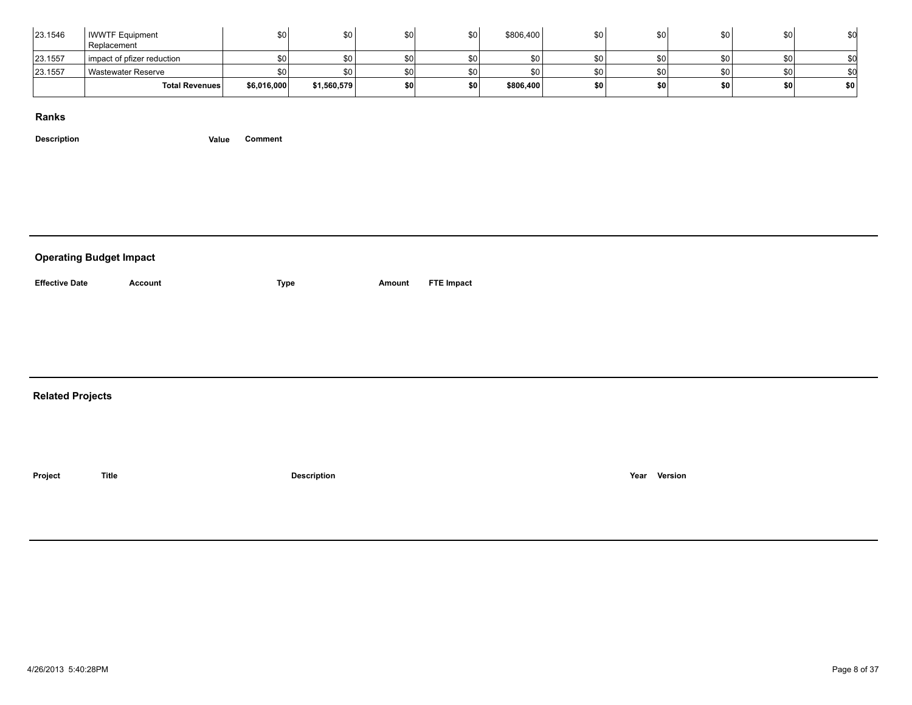| | | | | | | | | | | | |
|---|---|---|---|---|---|---|---|---|---|---|---|
| 23.1546 | IWWTF Equipment Replacement | $0 | $0 | $0 | $0 | $806,400 | $0 | $0 | $0 | $0 | $0 |
| 23.1557 | impact of pfizer reduction | $0 | $0 | $0 | $0 | $0 | $0 | $0 | $0 | $0 | $0 |
| 23.1557 | Wastewater Reserve | $0 | $0 | $0 | $0 | $0 | $0 | $0 | $0 | $0 | $0 |
| | **Total Revenues** | **$6,016,000** | **$1,560,579** | **$0** | **$0** | **$806,400** | **$0** | **$0** | **$0** | **$0** | **$0** |

## Ranks

| Description | Value | Comment |
|---|---|---|

## Operating Budget Impact

| Effective Date | Account | Type | Amount | FTE Impact |
|---|---|---|---|---|

## Related Projects

| Project | Title | Description | Year | Version |
|---|---|---|---|---|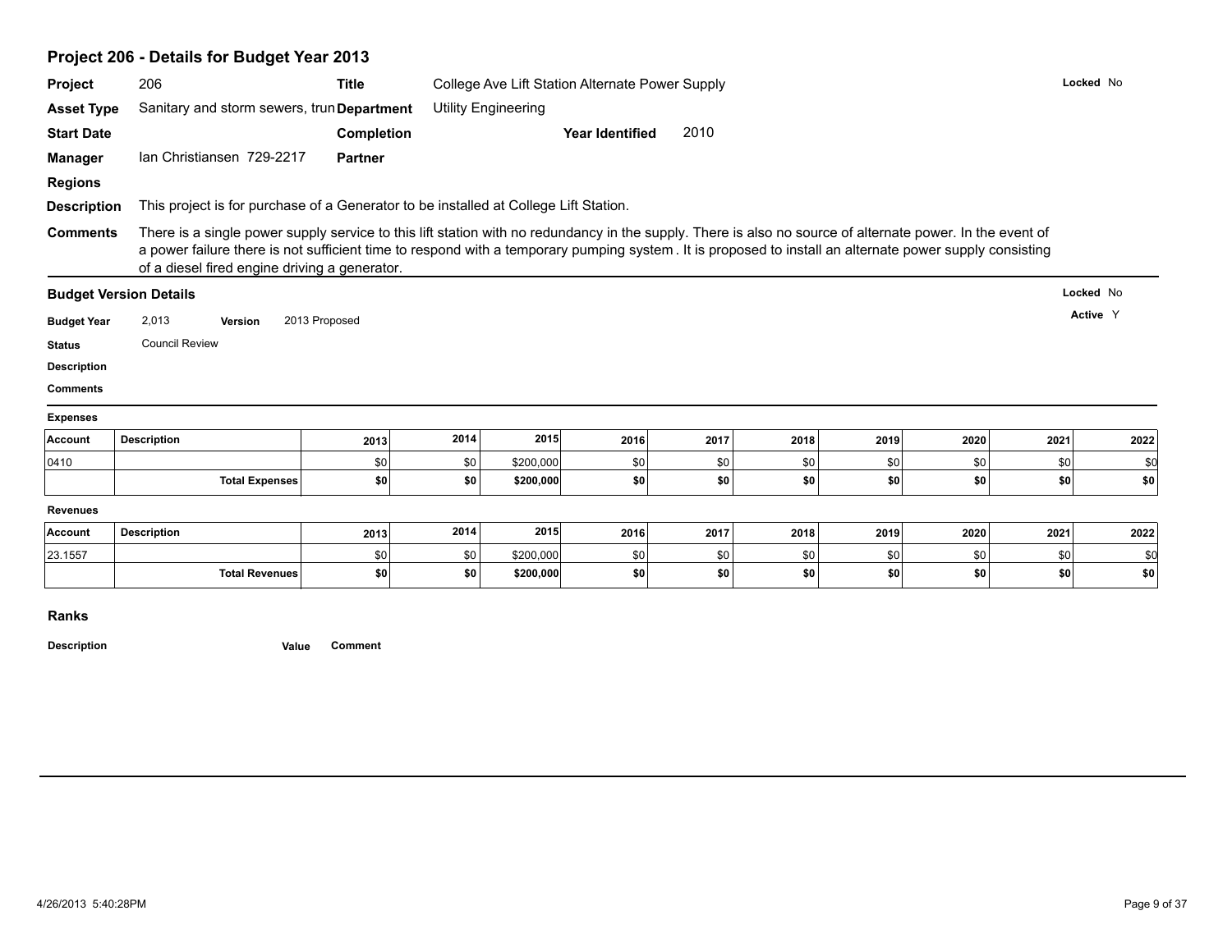## Project 206 - Details for Budget Year 2013

**Project** 206 **Title** College Ave Lift Station Alternate Power Supply **Locked** No

**Asset Type** Sanitary and storm sewers, trun **Department** Utility Engineering

**Start Date** **Completion** **Year Identified** 2010

**Manager** Ian Christiansen 729-2217 **Partner**

**Regions**

**Description** This project is for purchase of a Generator to be installed at College Lift Station.

**Comments** There is a single power supply service to this lift station with no redundancy in the supply. There is also no source of alternate power. In the event of a power failure there is not sufficient time to respond with a temporary pumping system . It is proposed to install an alternate power supply consisting of a diesel fired engine driving a generator.

### Budget Version Details

**Locked** No

**Active** Y

**Budget Year** 2,013 **Version** 2013 Proposed

**Status** Council Review

**Description**

**Comments**

**Expenses**

| Account | Description | 2013 | 2014 | 2015 | 2016 | 2017 | 2018 | 2019 | 2020 | 2021 | 2022 |
|---|---|---|---|---|---|---|---|---|---|---|---|
| 0410 | | $0 | $0 | $200,000 | $0 | $0 | $0 | $0 | $0 | $0 | $0 |
| | **Total Expenses** | **$0** | **$0** | **$200,000** | **$0** | **$0** | **$0** | **$0** | **$0** | **$0** | **$0** |

**Revenues**

| Account | Description | 2013 | 2014 | 2015 | 2016 | 2017 | 2018 | 2019 | 2020 | 2021 | 2022 |
|---|---|---|---|---|---|---|---|---|---|---|---|
| 23.1557 | | $0 | $0 | $200,000 | $0 | $0 | $0 | $0 | $0 | $0 | $0 |
| | **Total Revenues** | **$0** | **$0** | **$200,000** | **$0** | **$0** | **$0** | **$0** | **$0** | **$0** | **$0** |

### Ranks

| Description | Value | Comment |
|---|---|---|

4/26/2013 5:40:28PM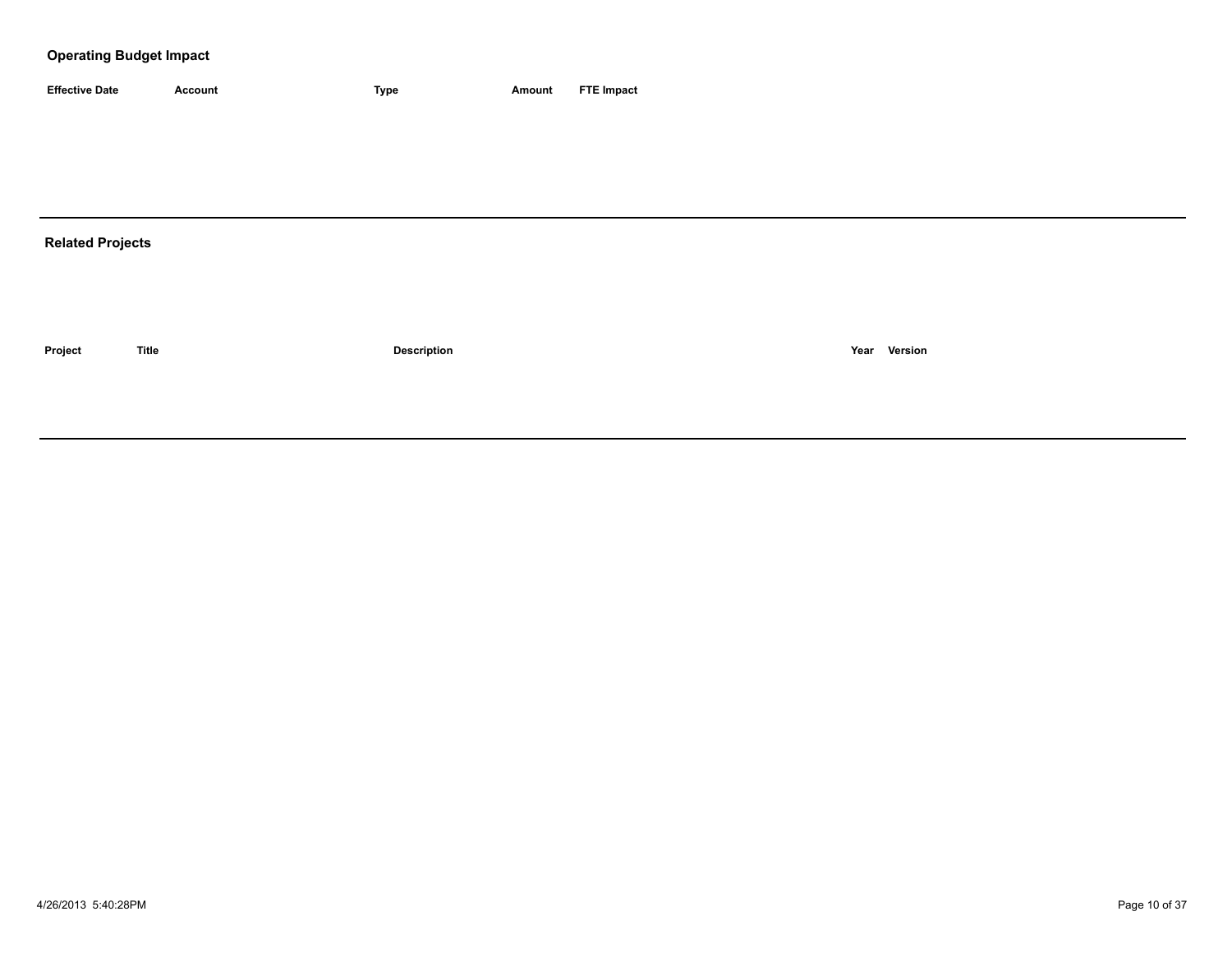## Operating Budget Impact

| Effective Date | Account | Type | Amount | FTE Impact |
|---|---|---|---|---|

## Related Projects

| Project | Title | Description | Year | Version |
|---|---|---|---|---|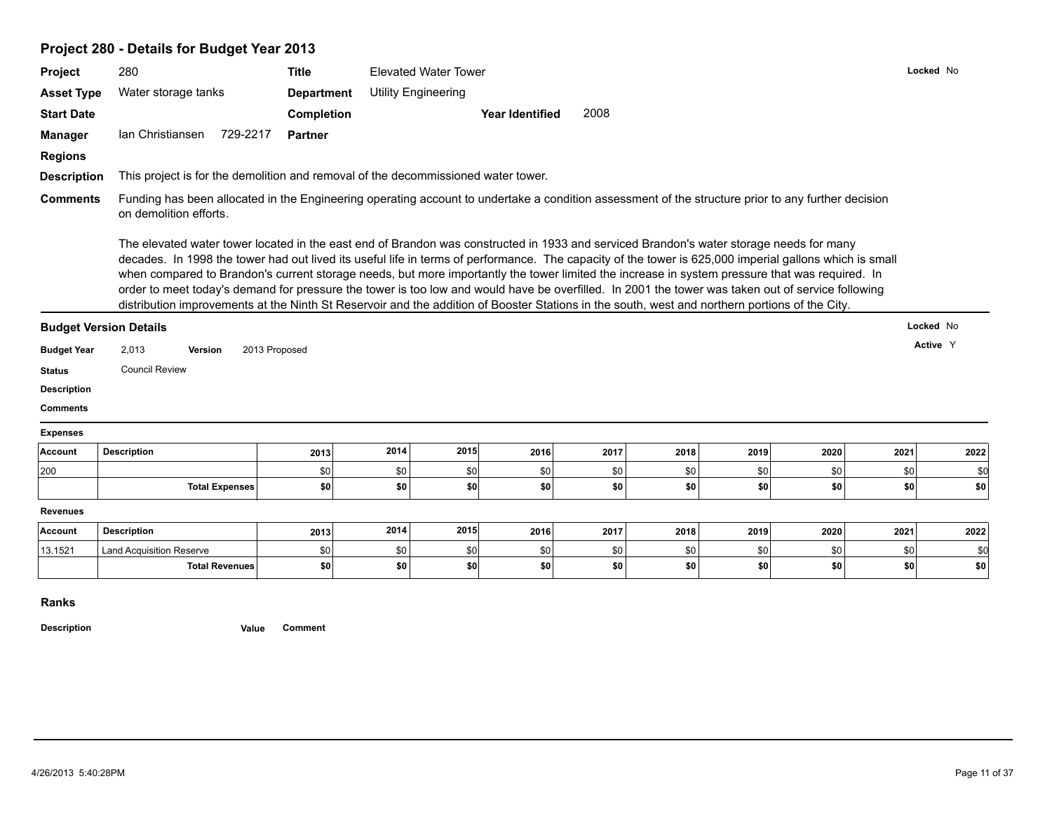# Project 280 - Details for Budget Year 2013

**Project** 280 **Title** Elevated Water Tower **Locked** No

**Asset Type** Water storage tanks **Department** Utility Engineering

**Start Date** **Completion** **Year Identified** 2008

**Manager** Ian Christiansen 729-2217 **Partner**

**Regions**

**Description** This project is for the demolition and removal of the decommissioned water tower.

**Comments** Funding has been allocated in the Engineering operating account to undertake a condition assessment of the structure prior to any further decision on demolition efforts.

The elevated water tower located in the east end of Brandon was constructed in 1933 and serviced Brandon's water storage needs for many decades. In 1998 the tower had out lived its useful life in terms of performance. The capacity of the tower is 625,000 imperial gallons which is small when compared to Brandon's current storage needs, but more importantly the tower limited the increase in system pressure that was required. In order to meet today's demand for pressure the tower is too low and would have be overfilled. In 2001 the tower was taken out of service following distribution improvements at the Ninth St Reservoir and the addition of Booster Stations in the south, west and northern portions of the City.

## Budget Version Details

**Locked** No

**Active** Y

**Budget Year** 2,013 **Version** 2013 Proposed

**Status** Council Review

**Description**

**Comments**

### Expenses

| Account | Description | 2013 | 2014 | 2015 | 2016 | 2017 | 2018 | 2019 | 2020 | 2021 | 2022 |
|---|---|---|---|---|---|---|---|---|---|---|---|
| 200 | | $0 | $0 | $0 | $0 | $0 | $0 | $0 | $0 | $0 | $0 |
| | **Total Expenses** | **$0** | **$0** | **$0** | **$0** | **$0** | **$0** | **$0** | **$0** | **$0** | **$0** |

### Revenues

| Account | Description | 2013 | 2014 | 2015 | 2016 | 2017 | 2018 | 2019 | 2020 | 2021 | 2022 |
|---|---|---|---|---|---|---|---|---|---|---|---|
| 13.1521 | Land Acquisition Reserve | $0 | $0 | $0 | $0 | $0 | $0 | $0 | $0 | $0 | $0 |
| | **Total Revenues** | **$0** | **$0** | **$0** | **$0** | **$0** | **$0** | **$0** | **$0** | **$0** | **$0** |

### Ranks

| Description | Value | Comment |
|---|---|---|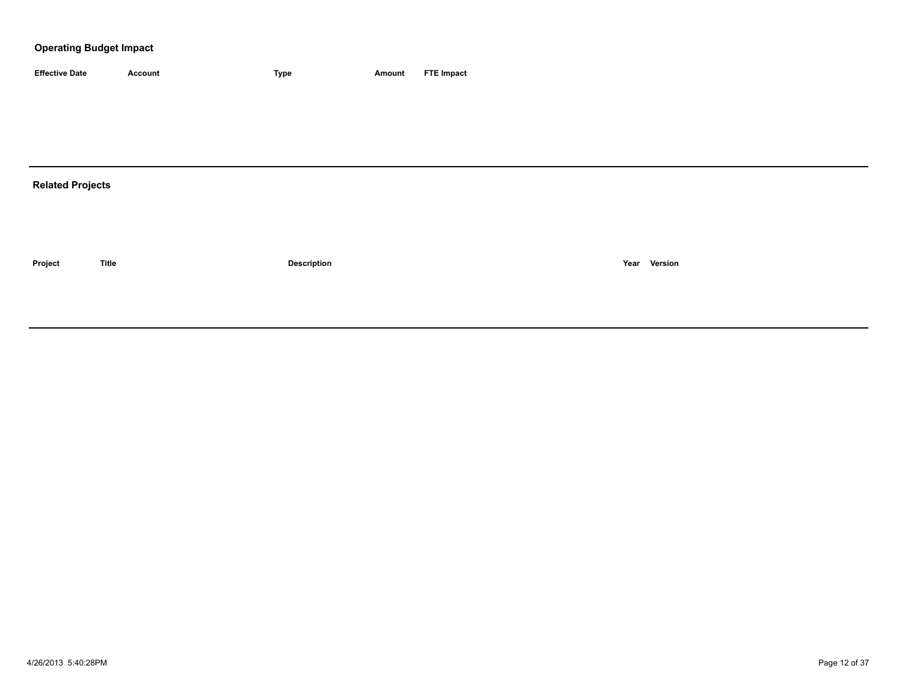## Operating Budget Impact

| Effective Date | Account | Type | Amount | FTE Impact |
|---|---|---|---|---|

## Related Projects

| Project | Title | Description | Year | Version |
|---|---|---|---|---|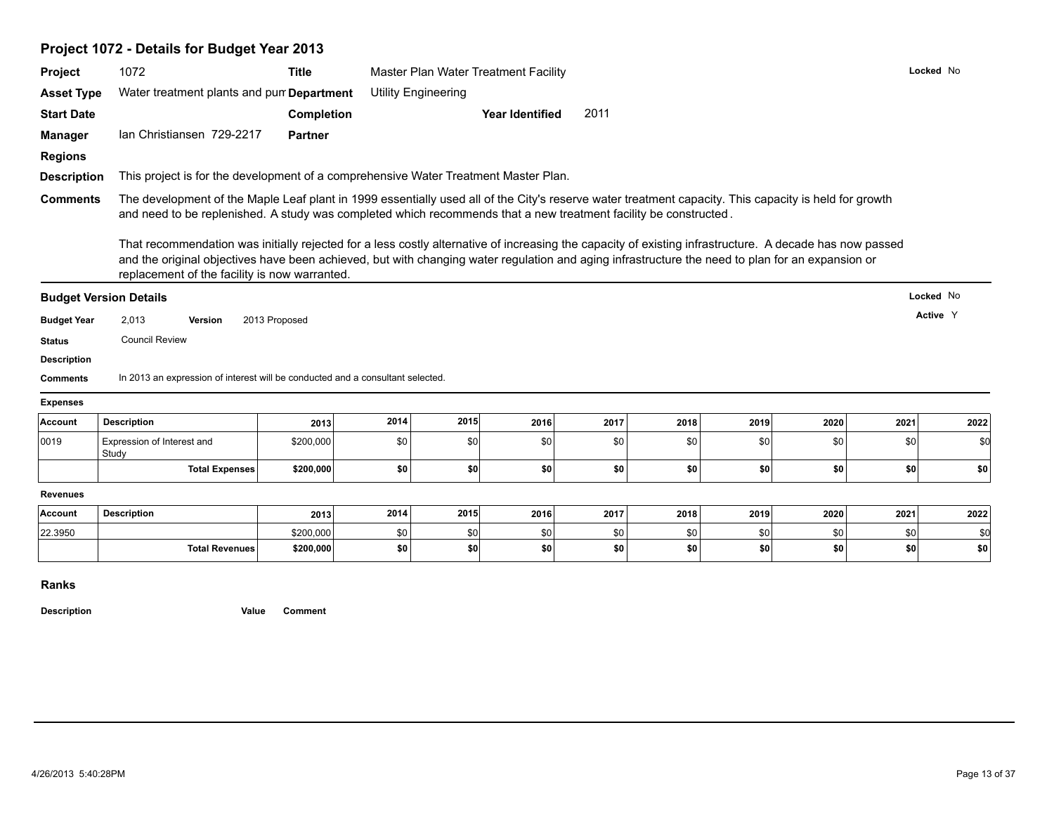## Project 1072 - Details for Budget Year 2013

**Project** 1072 **Title** Master Plan Water Treatment Facility **Locked** No

**Asset Type** Water treatment plants and pum **Department** Utility Engineering

**Start Date** **Completion** **Year Identified** 2011

**Manager** Ian Christiansen 729-2217 **Partner**

**Regions**

**Description** This project is for the development of a comprehensive Water Treatment Master Plan.

**Comments** The development of the Maple Leaf plant in 1999 essentially used all of the City's reserve water treatment capacity. This capacity is held for growth and need to be replenished. A study was completed which recommends that a new treatment facility be constructed.

That recommendation was initially rejected for a less costly alternative of increasing the capacity of existing infrastructure. A decade has now passed and the original objectives have been achieved, but with changing water regulation and aging infrastructure the need to plan for an expansion or replacement of the facility is now warranted.

### Budget Version Details

**Locked** No

**Active** Y

**Budget Year** 2,013 **Version** 2013 Proposed

**Status** Council Review

**Description**

**Comments** In 2013 an expression of interest will be conducted and a consultant selected.

**Expenses**

| Account | Description | 2013 | 2014 | 2015 | 2016 | 2017 | 2018 | 2019 | 2020 | 2021 | 2022 |
|---|---|---|---|---|---|---|---|---|---|---|---|
| 0019 | Expression of Interest and Study | $200,000 | $0 | $0 | $0 | $0 | $0 | $0 | $0 | $0 | $0 |
| | **Total Expenses** | **$200,000** | **$0** | **$0** | **$0** | **$0** | **$0** | **$0** | **$0** | **$0** | **$0** |

**Revenues**

| Account | Description | 2013 | 2014 | 2015 | 2016 | 2017 | 2018 | 2019 | 2020 | 2021 | 2022 |
|---|---|---|---|---|---|---|---|---|---|---|---|
| 22.3950 | | $200,000 | $0 | $0 | $0 | $0 | $0 | $0 | $0 | $0 | $0 |
| | **Total Revenues** | **$200,000** | **$0** | **$0** | **$0** | **$0** | **$0** | **$0** | **$0** | **$0** | **$0** |

### Ranks

| Description | Value | Comment |
|---|---|---|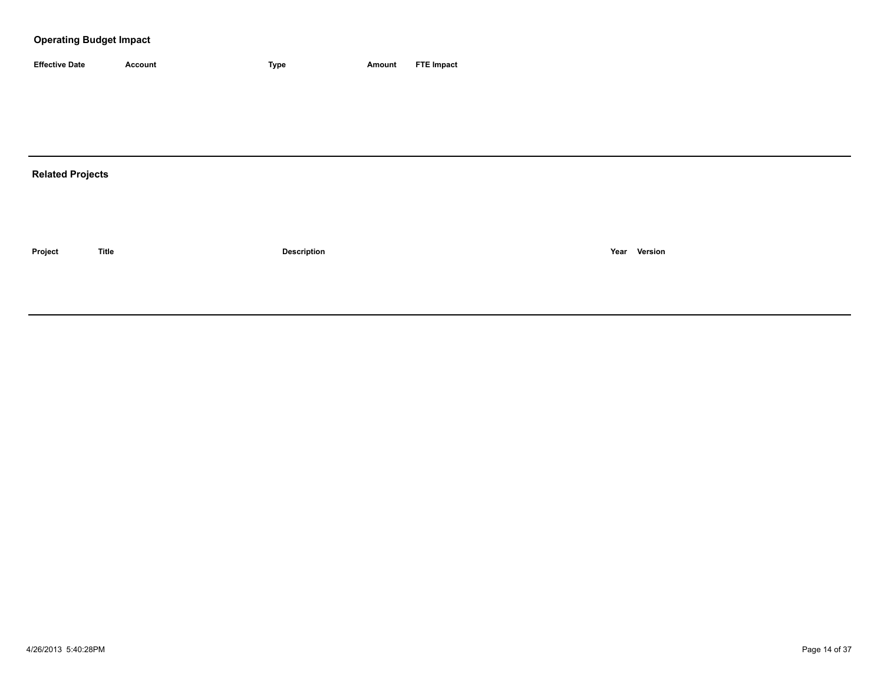## Operating Budget Impact

| Effective Date | Account | Type | Amount | FTE Impact |
|---|---|---|---|---|

## Related Projects

| Project | Title | Description | Year | Version |
|---|---|---|---|---|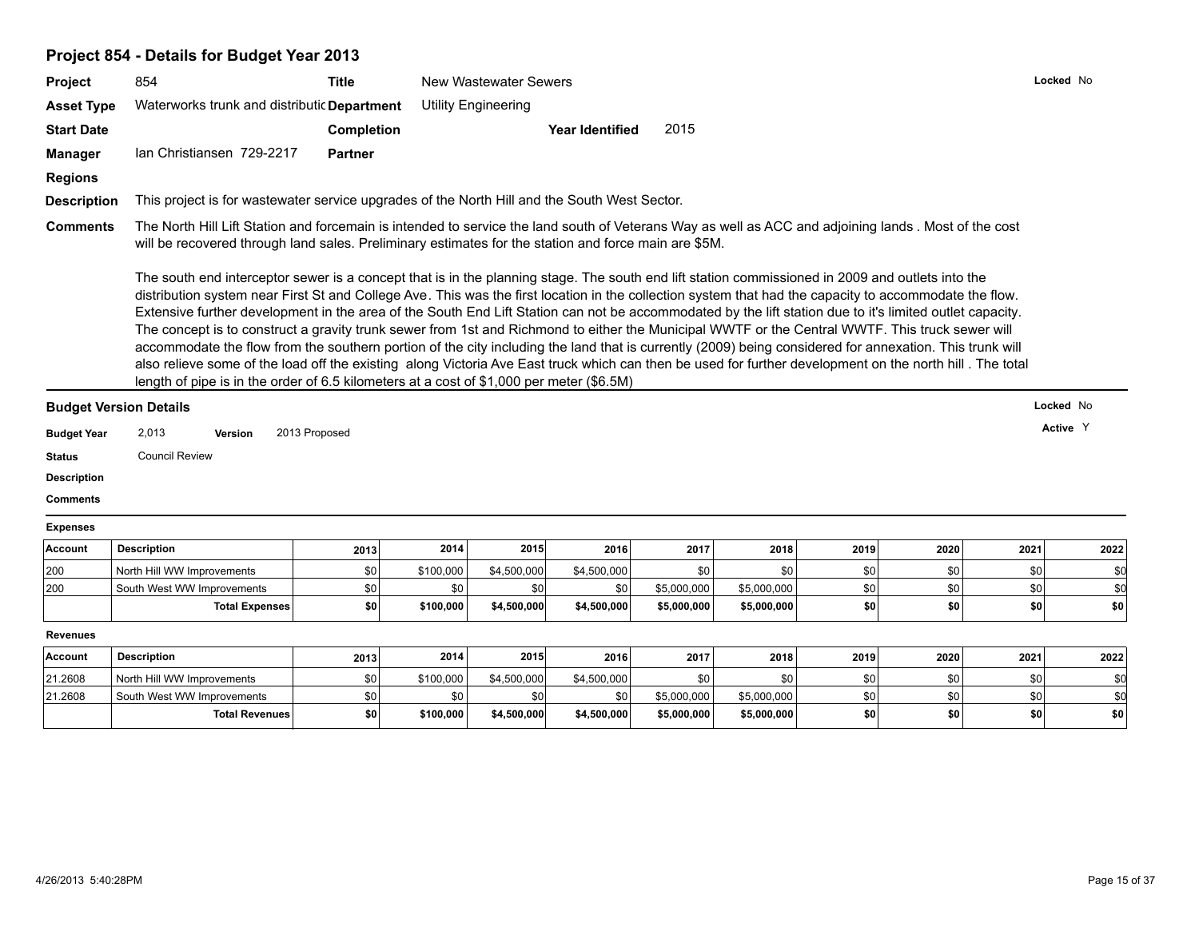## Project 854 - Details for Budget Year 2013

**Project** 854 **Title** New Wastewater Sewers **Locked** No

**Asset Type** Waterworks trunk and distributic **Department** Utility Engineering

**Start Date** **Completion** **Year Identified** 2015

**Manager** Ian Christiansen 729-2217 **Partner**

**Regions**

**Description** This project is for wastewater service upgrades of the North Hill and the South West Sector.

**Comments** The North Hill Lift Station and forcemain is intended to service the land south of Veterans Way as well as ACC and adjoining lands . Most of the cost will be recovered through land sales. Preliminary estimates for the station and force main are $5M.

The south end interceptor sewer is a concept that is in the planning stage. The south end lift station commissioned in 2009 and outlets into the distribution system near First St and College Ave. This was the first location in the collection system that had the capacity to accommodate the flow. Extensive further development in the area of the South End Lift Station can not be accommodated by the lift station due to it's limited outlet capacity. The concept is to construct a gravity trunk sewer from 1st and Richmond to either the Municipal WWTF or the Central WWTF. This truck sewer will accommodate the flow from the southern portion of the city including the land that is currently (2009) being considered for annexation. This trunk will also relieve some of the load off the existing along Victoria Ave East truck which can then be used for further development on the north hill . The total length of pipe is in the order of 6.5 kilometers at a cost of $1,000 per meter ($6.5M)

### Budget Version Details

**Locked** No

**Active** Y

**Budget Year** 2,013 **Version** 2013 Proposed

**Status** Council Review

**Description**

**Comments**

**Expenses**

| Account | Description | 2013 | 2014 | 2015 | 2016 | 2017 | 2018 | 2019 | 2020 | 2021 | 2022 |
|---|---|---|---|---|---|---|---|---|---|---|---|
| 200 | North Hill WW Improvements | $0 | $100,000 | $4,500,000 | $4,500,000 | $0 | $0 | $0 | $0 | $0 | $0 |
| 200 | South West WW Improvements | $0 | $0 | $0 | $0 | $5,000,000 | $5,000,000 | $0 | $0 | $0 | $0 |
| | **Total Expenses** | **$0** | **$100,000** | **$4,500,000** | **$4,500,000** | **$5,000,000** | **$5,000,000** | **$0** | **$0** | **$0** | **$0** |

**Revenues**

| Account | Description | 2013 | 2014 | 2015 | 2016 | 2017 | 2018 | 2019 | 2020 | 2021 | 2022 |
|---|---|---|---|---|---|---|---|---|---|---|---|
| 21.2608 | North Hill WW Improvements | $0 | $100,000 | $4,500,000 | $4,500,000 | $0 | $0 | $0 | $0 | $0 | $0 |
| 21.2608 | South West WW Improvements | $0 | $0 | $0 | $0 | $5,000,000 | $5,000,000 | $0 | $0 | $0 | $0 |
| | **Total Revenues** | **$0** | **$100,000** | **$4,500,000** | **$4,500,000** | **$5,000,000** | **$5,000,000** | **$0** | **$0** | **$0** | **$0** |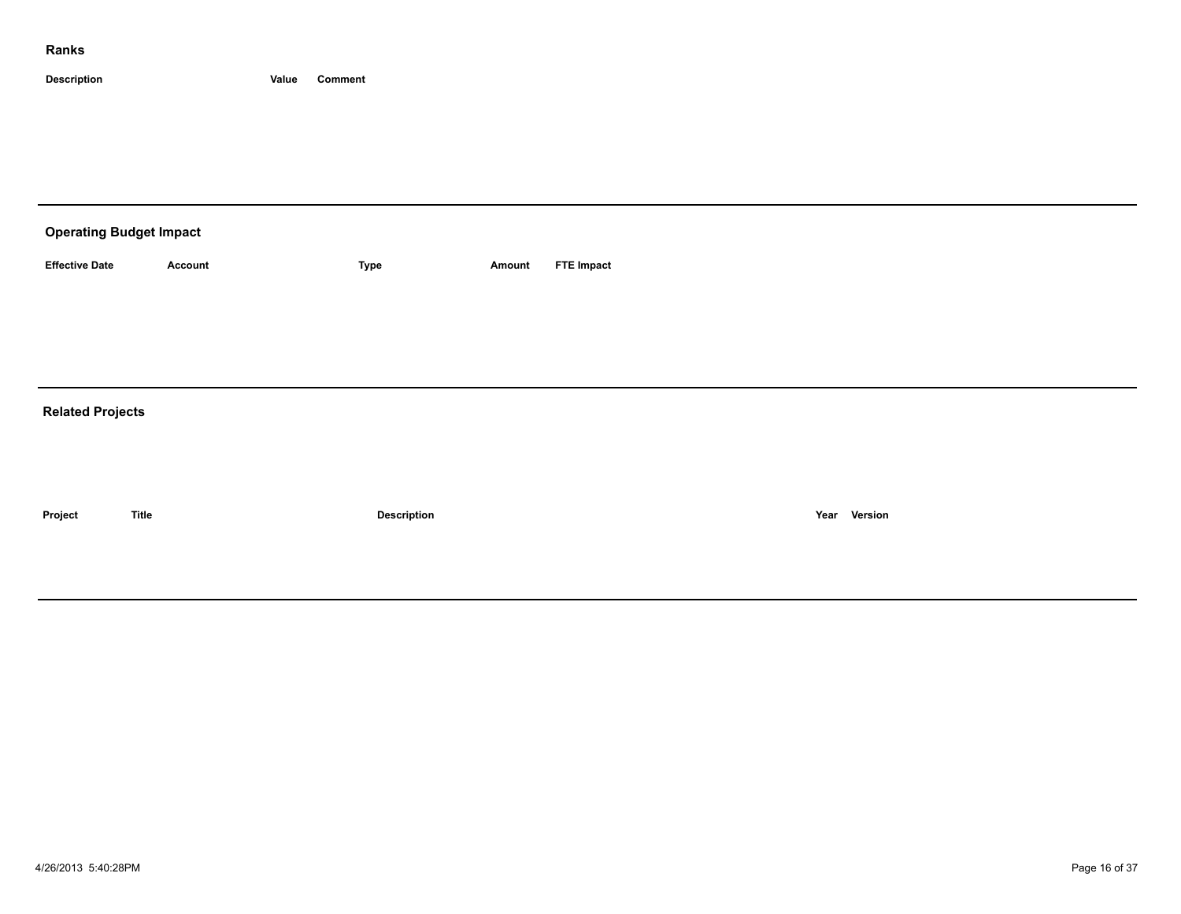## Ranks

| Description | Value | Comment |
| --- | --- | --- |

---

## Operating Budget Impact

| Effective Date | Account | Type | Amount | FTE Impact |
| --- | --- | --- | --- | --- |

---

## Related Projects

| Project | Title | Description | Year | Version |
| --- | --- | --- | --- | --- |

---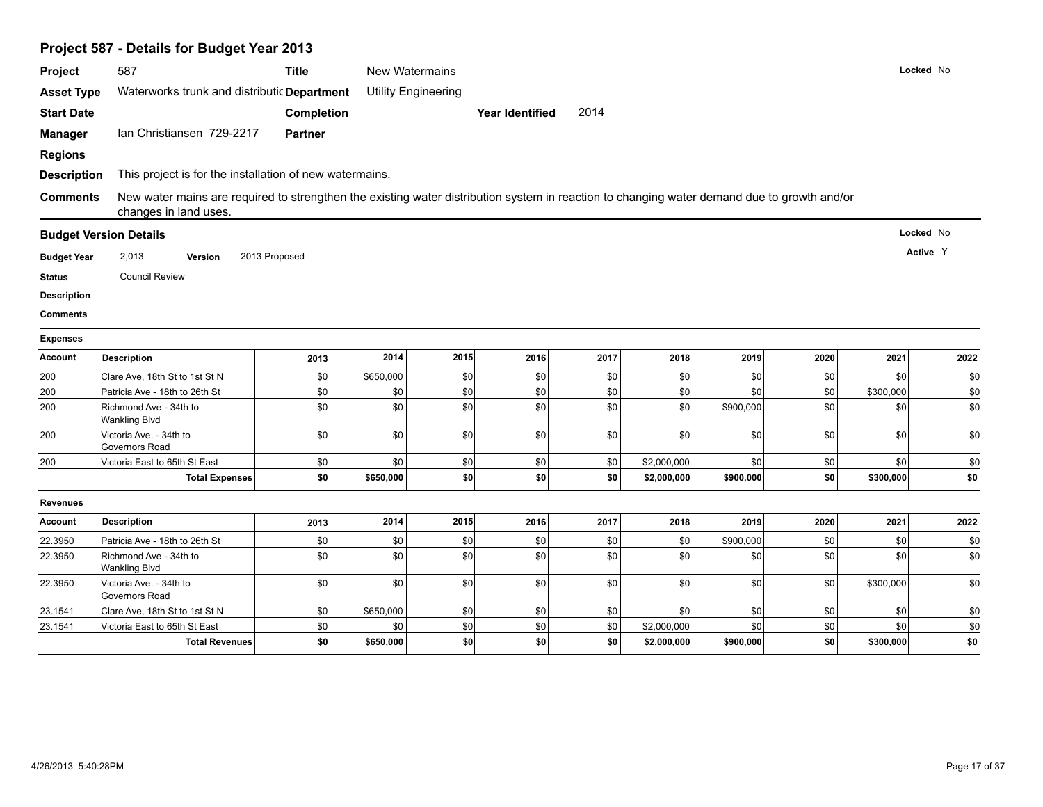## Project 587 - Details for Budget Year 2013

**Project** 587 **Title** New Watermains **Locked** No

**Asset Type** Waterworks trunk and distributic **Department** Utility Engineering

**Start Date** **Completion** **Year Identified** 2014

**Manager** Ian Christiansen 729-2217 **Partner**

**Regions**

**Description** This project is for the installation of new watermains.

**Comments** New water mains are required to strengthen the existing water distribution system in reaction to changing water demand due to growth and/or changes in land uses.

### Budget Version Details

**Locked** No

**Active** Y

**Budget Year** 2,013 **Version** 2013 Proposed

**Status** Council Review

**Description**

**Comments**

**Expenses**

| Account | Description | 2013 | 2014 | 2015 | 2016 | 2017 | 2018 | 2019 | 2020 | 2021 | 2022 |
|---|---|---|---|---|---|---|---|---|---|---|---|
| 200 | Clare Ave, 18th St to 1st St N | $0 | $650,000 | $0 | $0 | $0 | $0 | $0 | $0 | $0 | $0 |
| 200 | Patricia Ave - 18th to 26th St | $0 | $0 | $0 | $0 | $0 | $0 | $0 | $0 | $300,000 | $0 |
| 200 | Richmond Ave - 34th to Wankling Blvd | $0 | $0 | $0 | $0 | $0 | $0 | $900,000 | $0 | $0 | $0 |
| 200 | Victoria Ave. - 34th to Governors Road | $0 | $0 | $0 | $0 | $0 | $0 | $0 | $0 | $0 | $0 |
| 200 | Victoria East to 65th St East | $0 | $0 | $0 | $0 | $0 | $2,000,000 | $0 | $0 | $0 | $0 |
| | **Total Expenses** | **$0** | **$650,000** | **$0** | **$0** | **$0** | **$2,000,000** | **$900,000** | **$0** | **$300,000** | **$0** |

**Revenues**

| Account | Description | 2013 | 2014 | 2015 | 2016 | 2017 | 2018 | 2019 | 2020 | 2021 | 2022 |
|---|---|---|---|---|---|---|---|---|---|---|---|
| 22.3950 | Patricia Ave - 18th to 26th St | $0 | $0 | $0 | $0 | $0 | $0 | $900,000 | $0 | $0 | $0 |
| 22.3950 | Richmond Ave - 34th to Wankling Blvd | $0 | $0 | $0 | $0 | $0 | $0 | $0 | $0 | $0 | $0 |
| 22.3950 | Victoria Ave. - 34th to Governors Road | $0 | $0 | $0 | $0 | $0 | $0 | $0 | $0 | $300,000 | $0 |
| 23.1541 | Clare Ave, 18th St to 1st St N | $0 | $650,000 | $0 | $0 | $0 | $0 | $0 | $0 | $0 | $0 |
| 23.1541 | Victoria East to 65th St East | $0 | $0 | $0 | $0 | $0 | $2,000,000 | $0 | $0 | $0 | $0 |
| | **Total Revenues** | **$0** | **$650,000** | **$0** | **$0** | **$0** | **$2,000,000** | **$900,000** | **$0** | **$300,000** | **$0** |

4/26/2013 5:40:28PM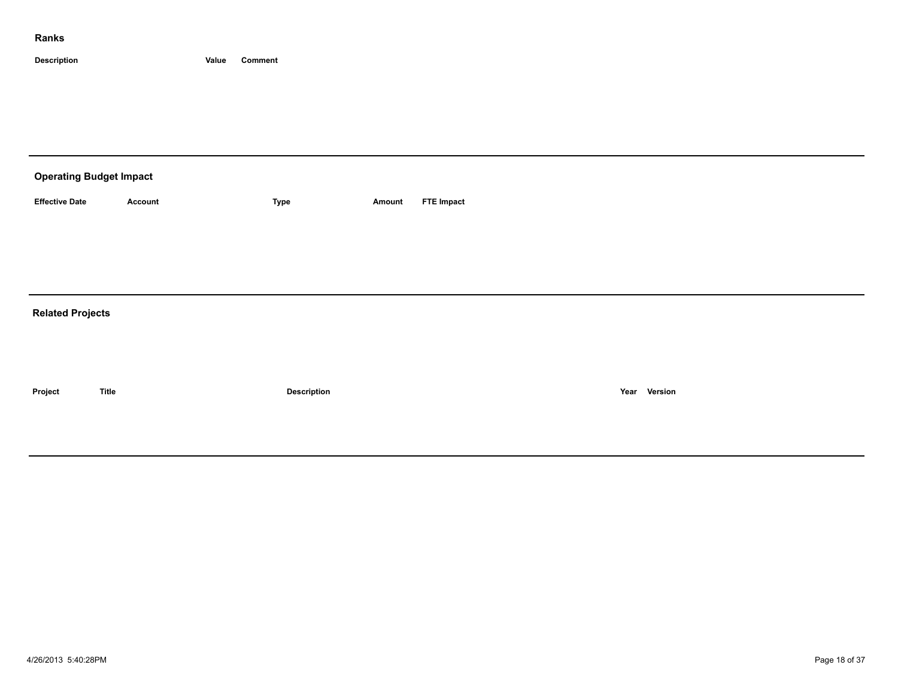## Ranks

| Description | Value | Comment |
|---|---|---|

## Operating Budget Impact

| Effective Date | Account | Type | Amount | FTE Impact |
|---|---|---|---|---|

## Related Projects

| Project | Title | Description | Year | Version |
|---|---|---|---|---|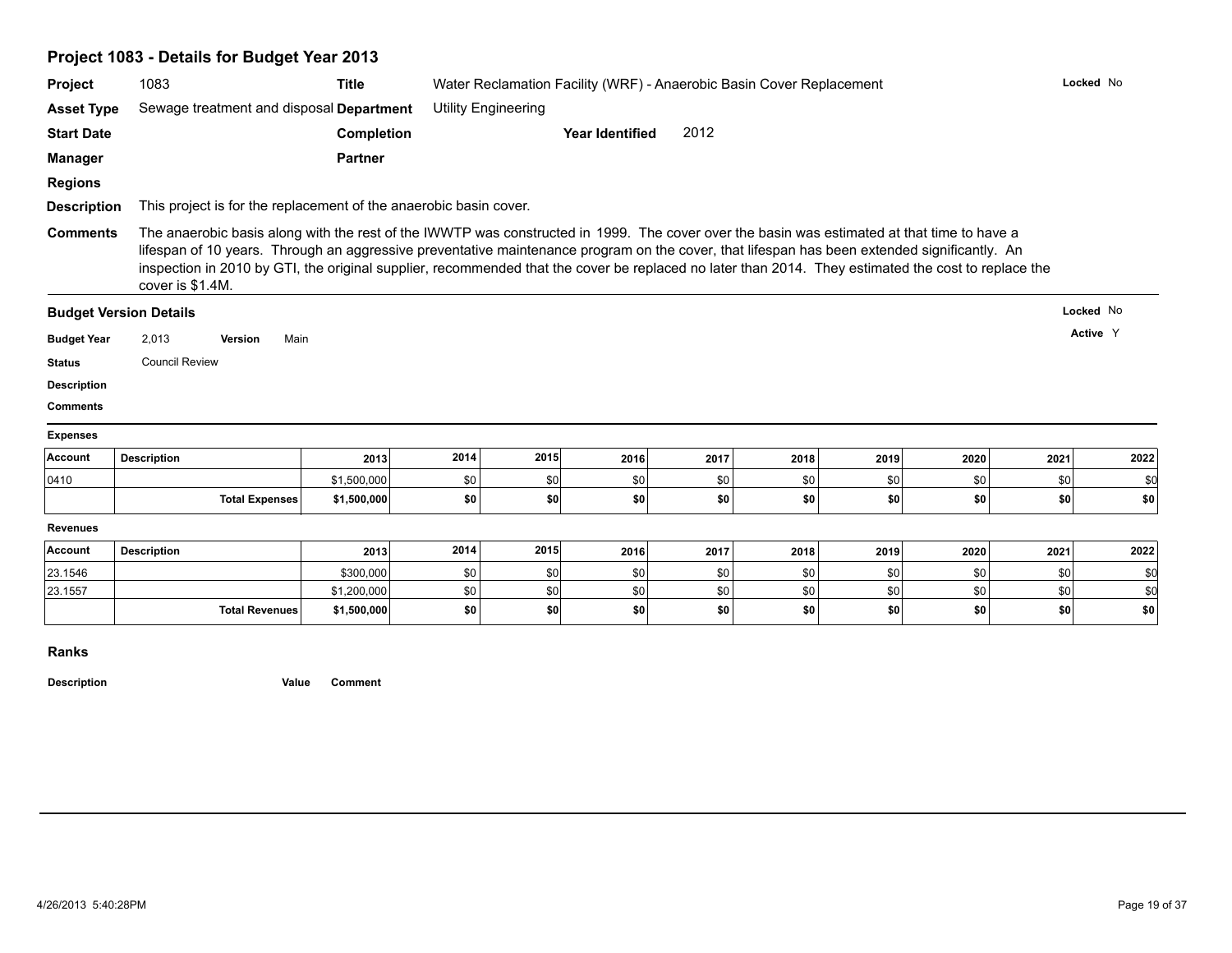## Project 1083 - Details for Budget Year 2013

| | | | | | |
|---|---|---|---|---|---|
| **Project** | 1083 | **Title** | Water Reclamation Facility (WRF) - Anaerobic Basin Cover Replacement | | **Locked** No |
| **Asset Type** | Sewage treatment and disposal | **Department** | Utility Engineering | | |
| **Start Date** | | **Completion** | | **Year Identified** 2012 | |
| **Manager** | | **Partner** | | | |
| **Regions** | | | | | |

**Description** This project is for the replacement of the anaerobic basin cover.

**Comments** The anaerobic basis along with the rest of the IWWTP was constructed in 1999. The cover over the basin was estimated at that time to have a lifespan of 10 years. Through an aggressive preventative maintenance program on the cover, that lifespan has been extended significantly. An inspection in 2010 by GTI, the original supplier, recommended that the cover be replaced no later than 2014. They estimated the cost to replace the cover is $1.4M.

### Budget Version Details

**Locked** No

**Budget Year** 2,013 **Version** Main

**Active** Y

**Status** Council Review

**Description**

**Comments**

**Expenses**

| Account | Description | 2013 | 2014 | 2015 | 2016 | 2017 | 2018 | 2019 | 2020 | 2021 | 2022 |
|---|---|---|---|---|---|---|---|---|---|---|---|
| 0410 | | $1,500,000 | $0 | $0 | $0 | $0 | $0 | $0 | $0 | $0 | $0 |
| | **Total Expenses** | **$1,500,000** | **$0** | **$0** | **$0** | **$0** | **$0** | **$0** | **$0** | **$0** | **$0** |

**Revenues**

| Account | Description | 2013 | 2014 | 2015 | 2016 | 2017 | 2018 | 2019 | 2020 | 2021 | 2022 |
|---|---|---|---|---|---|---|---|---|---|---|---|
| 23.1546 | | $300,000 | $0 | $0 | $0 | $0 | $0 | $0 | $0 | $0 | $0 |
| 23.1557 | | $1,200,000 | $0 | $0 | $0 | $0 | $0 | $0 | $0 | $0 | $0 |
| | **Total Revenues** | **$1,500,000** | **$0** | **$0** | **$0** | **$0** | **$0** | **$0** | **$0** | **$0** | **$0** |

### Ranks

| Description | Value | Comment |
|---|---|---|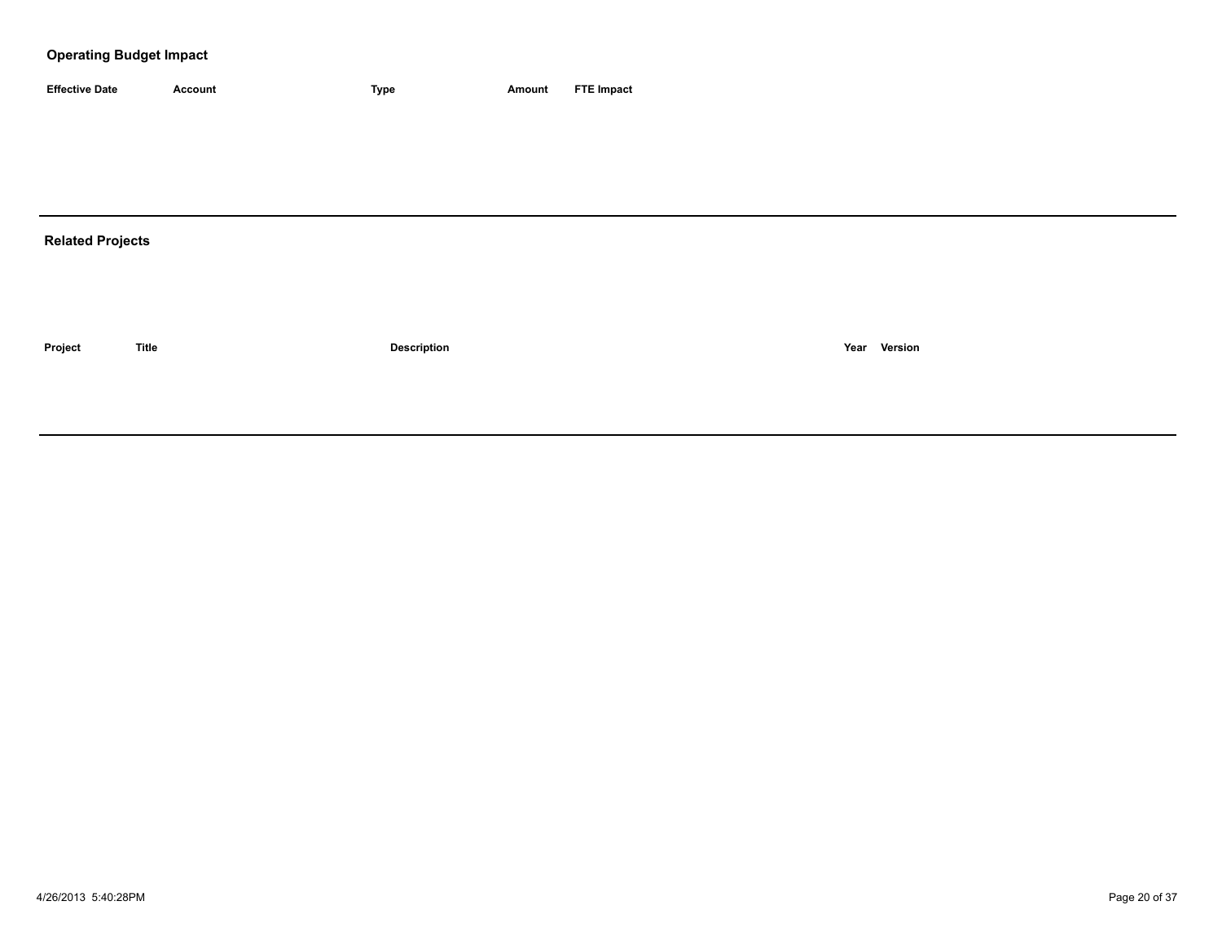## Operating Budget Impact

| Effective Date | Account | Type | Amount | FTE Impact |
|---|---|---|---|---|

## Related Projects

| Project | Title | Description | Year | Version |
|---|---|---|---|---|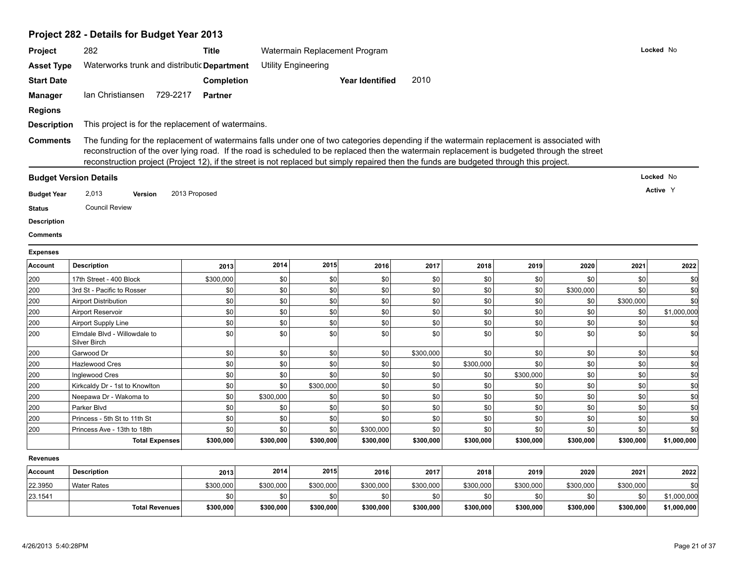## Project 282 - Details for Budget Year 2013

**Project** 282 **Title** Watermain Replacement Program **Locked** No

**Asset Type** Waterworks trunk and distributic **Department** Utility Engineering

**Start Date** **Completion** **Year Identified** 2010

**Manager** Ian Christiansen 729-2217 **Partner**

**Regions**

**Description** This project is for the replacement of watermains.

**Comments** The funding for the replacement of watermains falls under one of two categories depending if the watermain replacement is associated with reconstruction of the over lying road. If the road is scheduled to be replaced then the watermain replacement is budgeted through the street reconstruction project (Project 12), if the street is not replaced but simply repaired then the funds are budgeted through this project.

### Budget Version Details

**Locked** No

**Active** Y

**Budget Year** 2,013 **Version** 2013 Proposed

**Status** Council Review

**Description**

**Comments**

**Expenses**

| Account | Description | 2013 | 2014 | 2015 | 2016 | 2017 | 2018 | 2019 | 2020 | 2021 | 2022 |
|---|---|---|---|---|---|---|---|---|---|---|---|
| 200 | 17th Street - 400 Block | $300,000 | $0 | $0 | $0 | $0 | $0 | $0 | $0 | $0 | $0 |
| 200 | 3rd St - Pacific to Rosser | $0 | $0 | $0 | $0 | $0 | $0 | $0 | $300,000 | $0 | $0 |
| 200 | Airport Distribution | $0 | $0 | $0 | $0 | $0 | $0 | $0 | $0 | $300,000 | $0 |
| 200 | Airport Reservoir | $0 | $0 | $0 | $0 | $0 | $0 | $0 | $0 | $0 | $1,000,000 |
| 200 | Airport Supply Line | $0 | $0 | $0 | $0 | $0 | $0 | $0 | $0 | $0 | $0 |
| 200 | Elmdale Blvd - Willowdale to Silver Birch | $0 | $0 | $0 | $0 | $0 | $0 | $0 | $0 | $0 | $0 |
| 200 | Garwood Dr | $0 | $0 | $0 | $0 | $300,000 | $0 | $0 | $0 | $0 | $0 |
| 200 | Hazlewood Cres | $0 | $0 | $0 | $0 | $0 | $300,000 | $0 | $0 | $0 | $0 |
| 200 | Inglewood Cres | $0 | $0 | $0 | $0 | $0 | $0 | $300,000 | $0 | $0 | $0 |
| 200 | Kirkcaldy Dr - 1st to Knowlton | $0 | $0 | $300,000 | $0 | $0 | $0 | $0 | $0 | $0 | $0 |
| 200 | Neepawa Dr - Wakoma to | $0 | $300,000 | $0 | $0 | $0 | $0 | $0 | $0 | $0 | $0 |
| 200 | Parker Blvd | $0 | $0 | $0 | $0 | $0 | $0 | $0 | $0 | $0 | $0 |
| 200 | Princess - 5th St to 11th St | $0 | $0 | $0 | $0 | $0 | $0 | $0 | $0 | $0 | $0 |
| 200 | Princess Ave - 13th to 18th | $0 | $0 | $0 | $300,000 | $0 | $0 | $0 | $0 | $0 | $0 |
| | **Total Expenses** | **$300,000** | **$300,000** | **$300,000** | **$300,000** | **$300,000** | **$300,000** | **$300,000** | **$300,000** | **$300,000** | **$1,000,000** |

**Revenues**

| Account | Description | 2013 | 2014 | 2015 | 2016 | 2017 | 2018 | 2019 | 2020 | 2021 | 2022 |
|---|---|---|---|---|---|---|---|---|---|---|---|
| 22.3950 | Water Rates | $300,000 | $300,000 | $300,000 | $300,000 | $300,000 | $300,000 | $300,000 | $300,000 | $300,000 | $0 |
| 23.1541 | | $0 | $0 | $0 | $0 | $0 | $0 | $0 | $0 | $0 | $1,000,000 |
| | **Total Revenues** | **$300,000** | **$300,000** | **$300,000** | **$300,000** | **$300,000** | **$300,000** | **$300,000** | **$300,000** | **$300,000** | **$1,000,000** |

4/26/2013 5:40:28PM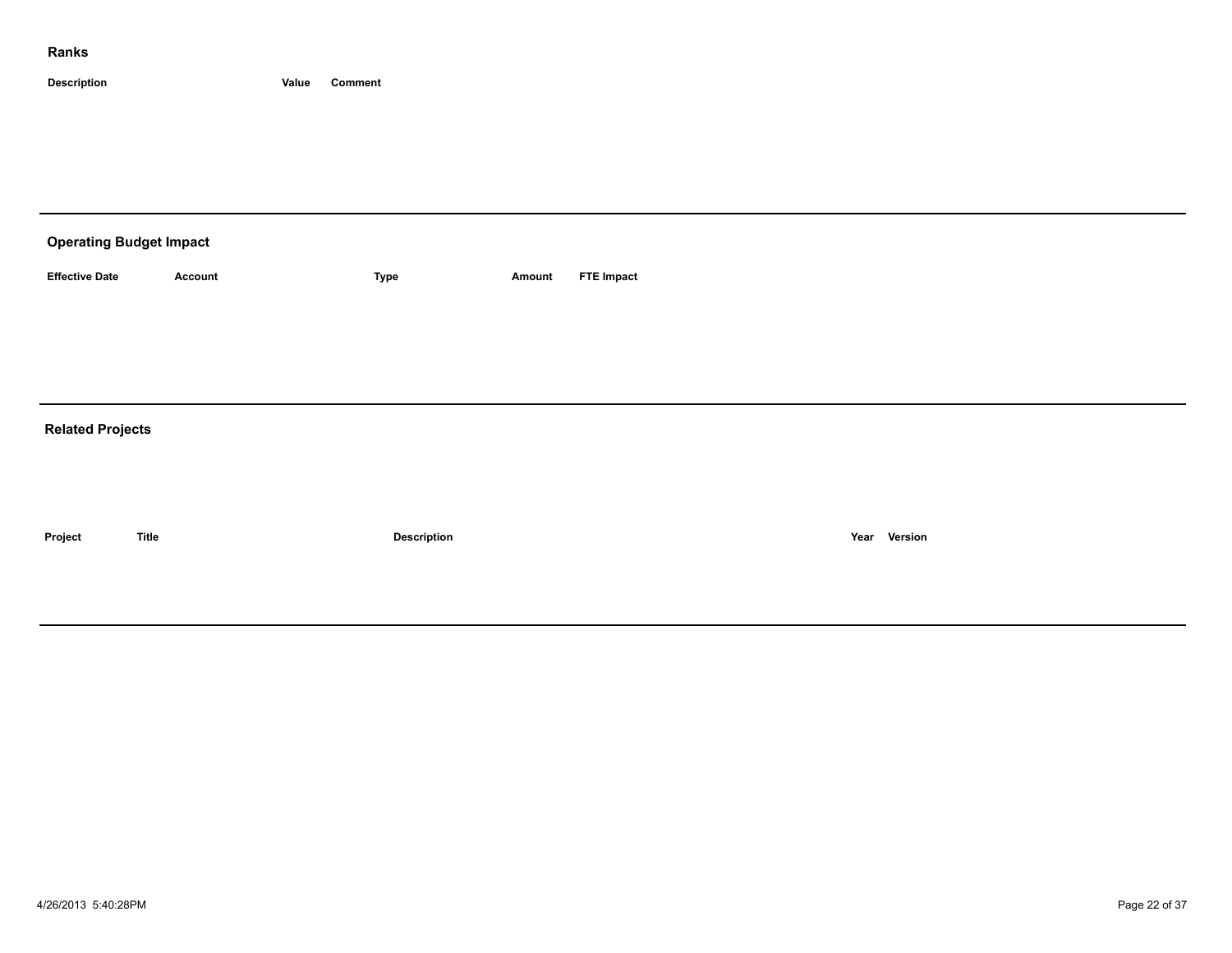## Ranks

| Description | Value | Comment |
| --- | --- | --- |

---

## Operating Budget Impact

| Effective Date | Account | Type | Amount | FTE Impact |
| --- | --- | --- | --- | --- |

---

## Related Projects

| Project | Title | Description | Year | Version |
| --- | --- | --- | --- | --- |

---

4/26/2013 5:40:28PM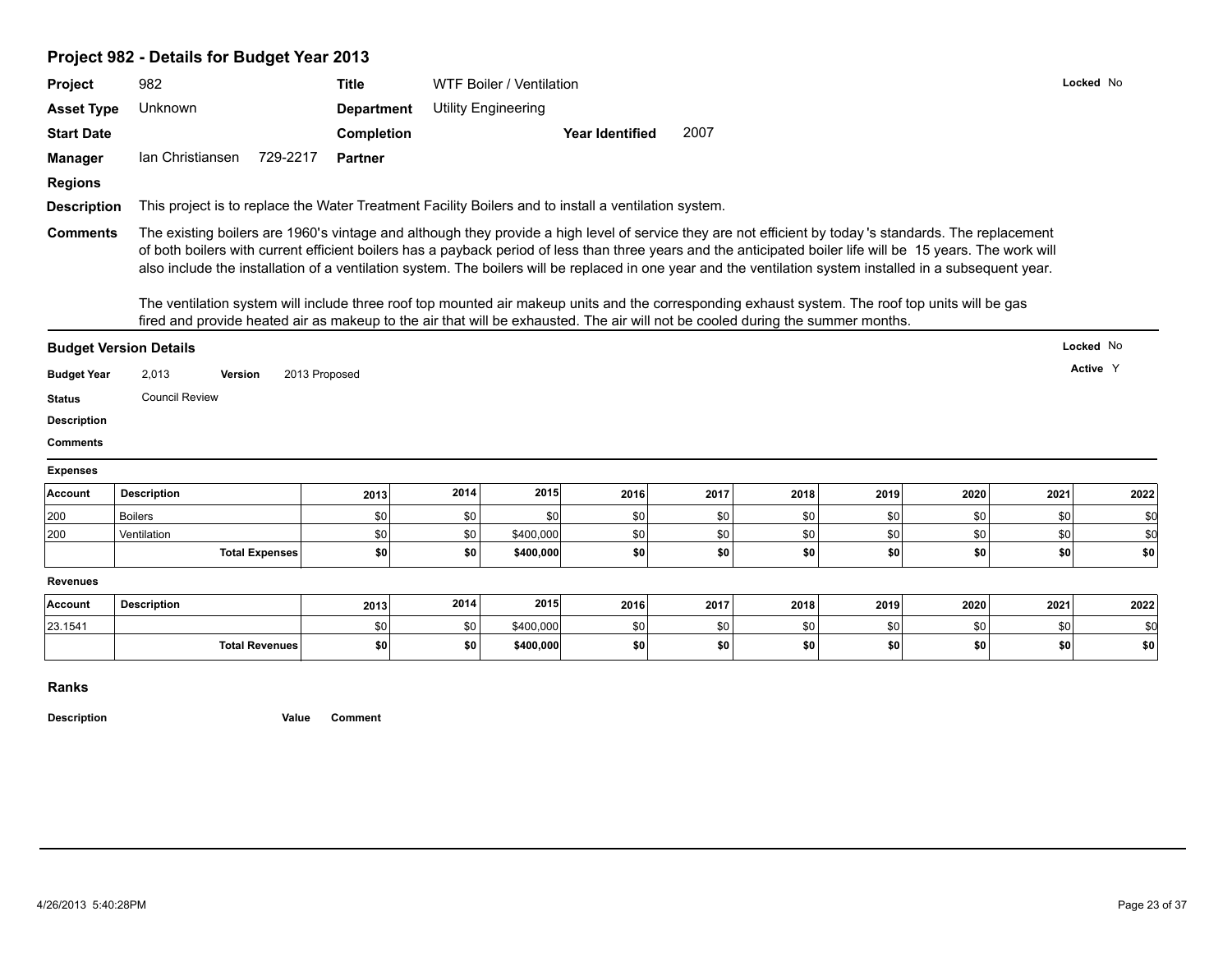## Project 982 - Details for Budget Year 2013

**Project** 982 **Title** WTF Boiler / Ventilation **Locked** No

**Asset Type** Unknown **Department** Utility Engineering

**Start Date** **Completion** **Year Identified** 2007

**Manager** Ian Christiansen 729-2217 **Partner**

**Regions**

**Description** This project is to replace the Water Treatment Facility Boilers and to install a ventilation system.

**Comments** The existing boilers are 1960's vintage and although they provide a high level of service they are not efficient by today 's standards. The replacement of both boilers with current efficient boilers has a payback period of less than three years and the anticipated boiler life will be 15 years. The work will also include the installation of a ventilation system. The boilers will be replaced in one year and the ventilation system installed in a subsequent year.

The ventilation system will include three roof top mounted air makeup units and the corresponding exhaust system. The roof top units will be gas fired and provide heated air as makeup to the air that will be exhausted. The air will not be cooled during the summer months.

### Budget Version Details

**Locked** No

**Active** Y

**Budget Year** 2,013 **Version** 2013 Proposed

**Status** Council Review

**Description**

**Comments**

**Expenses**

| Account | Description | 2013 | 2014 | 2015 | 2016 | 2017 | 2018 | 2019 | 2020 | 2021 | 2022 |
|---|---|---|---|---|---|---|---|---|---|---|---|
| 200 | Boilers | $0 | $0 | $0 | $0 | $0 | $0 | $0 | $0 | $0 | $0 |
| 200 | Ventilation | $0 | $0 | $400,000 | $0 | $0 | $0 | $0 | $0 | $0 | $0 |
| | **Total Expenses** | **$0** | **$0** | **$400,000** | **$0** | **$0** | **$0** | **$0** | **$0** | **$0** | **$0** |

**Revenues**

| Account | Description | 2013 | 2014 | 2015 | 2016 | 2017 | 2018 | 2019 | 2020 | 2021 | 2022 |
|---|---|---|---|---|---|---|---|---|---|---|---|
| 23.1541 | | $0 | $0 | $400,000 | $0 | $0 | $0 | $0 | $0 | $0 | $0 |
| | **Total Revenues** | **$0** | **$0** | **$400,000** | **$0** | **$0** | **$0** | **$0** | **$0** | **$0** | **$0** |

### Ranks

| Description | Value | Comment |
|---|---|---|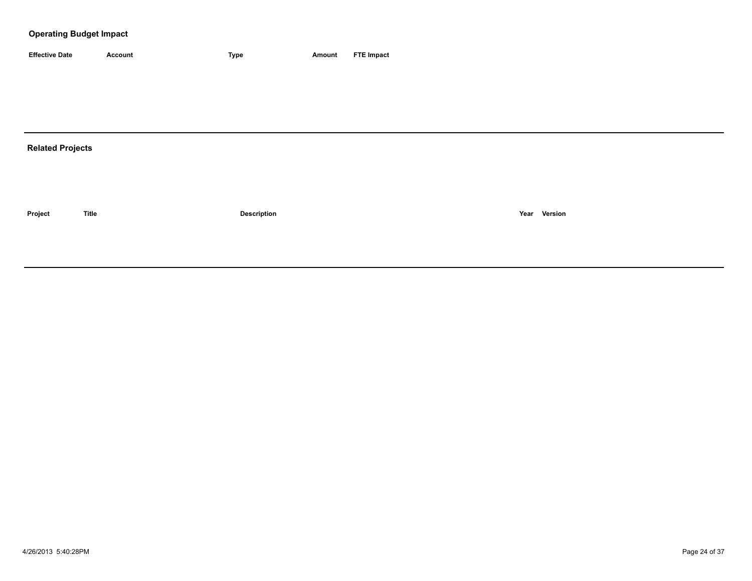## Operating Budget Impact

| Effective Date | Account | Type | Amount | FTE Impact |
| --- | --- | --- | --- | --- |

## Related Projects

| Project | Title | Description | Year | Version |
| --- | --- | --- | --- | --- |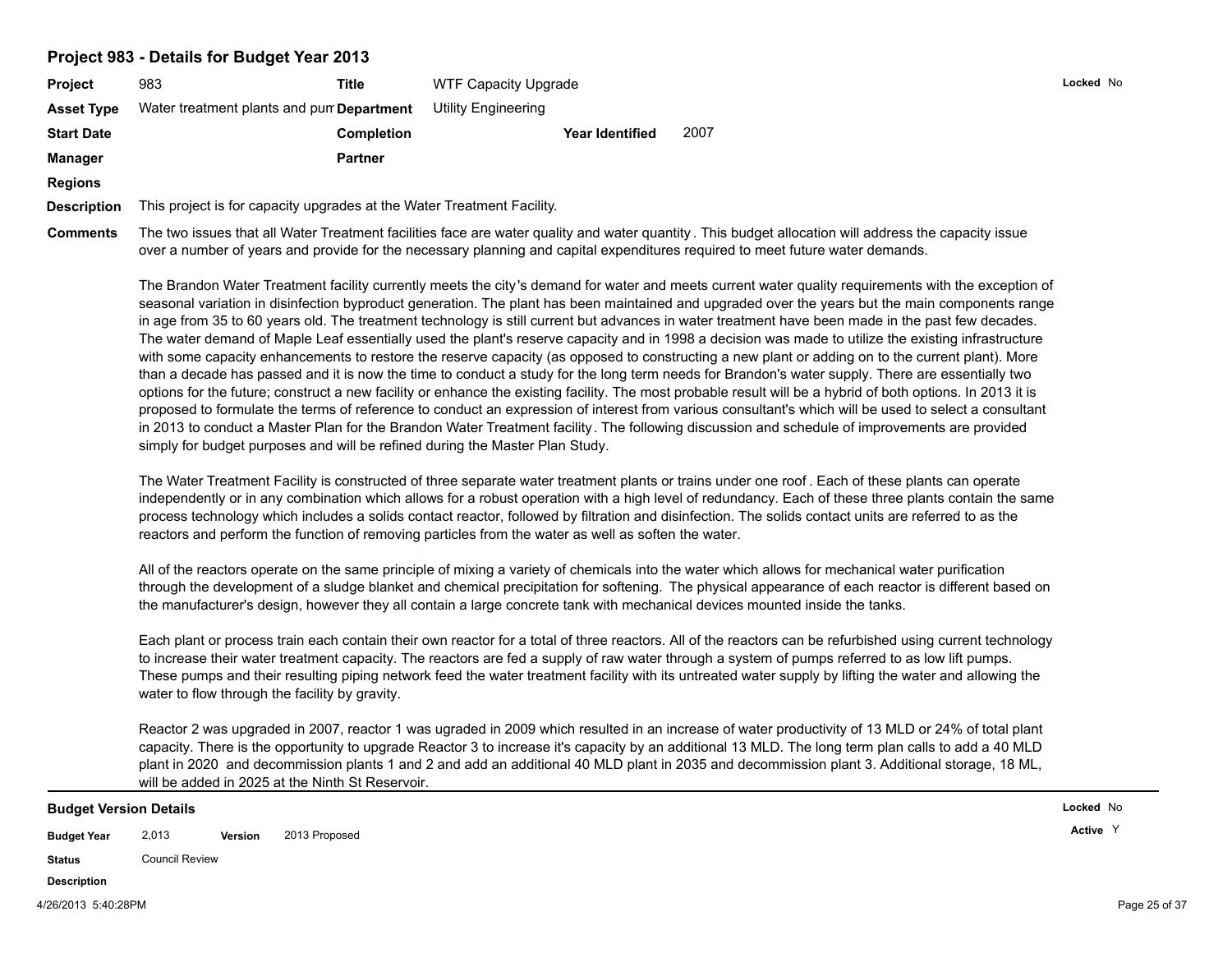## Project 983 - Details for Budget Year 2013

| | | | | | | |
|---|---|---|---|---|---|---|
| **Project** | 983 | **Title** | WTF Capacity Upgrade | | | **Locked** No |
| **Asset Type** | Water treatment plants and pum | **Department** | Utility Engineering | | | |
| **Start Date** | | **Completion** | | **Year Identified** | 2007 | |
| **Manager** | | **Partner** | | | | |
| **Regions** | | | | | | |

**Description** This project is for capacity upgrades at the Water Treatment Facility.

**Comments** The two issues that all Water Treatment facilities face are water quality and water quantity. This budget allocation will address the capacity issue over a number of years and provide for the necessary planning and capital expenditures required to meet future water demands.

The Brandon Water Treatment facility currently meets the city's demand for water and meets current water quality requirements with the exception of seasonal variation in disinfection byproduct generation. The plant has been maintained and upgraded over the years but the main components range in age from 35 to 60 years old. The treatment technology is still current but advances in water treatment have been made in the past few decades. The water demand of Maple Leaf essentially used the plant's reserve capacity and in 1998 a decision was made to utilize the existing infrastructure with some capacity enhancements to restore the reserve capacity (as opposed to constructing a new plant or adding on to the current plant). More than a decade has passed and it is now the time to conduct a study for the long term needs for Brandon's water supply. There are essentially two options for the future; construct a new facility or enhance the existing facility. The most probable result will be a hybrid of both options. In 2013 it is proposed to formulate the terms of reference to conduct an expression of interest from various consultant's which will be used to select a consultant in 2013 to conduct a Master Plan for the Brandon Water Treatment facility. The following discussion and schedule of improvements are provided simply for budget purposes and will be refined during the Master Plan Study.

The Water Treatment Facility is constructed of three separate water treatment plants or trains under one roof. Each of these plants can operate independently or in any combination which allows for a robust operation with a high level of redundancy. Each of these three plants contain the same process technology which includes a solids contact reactor, followed by filtration and disinfection. The solids contact units are referred to as the reactors and perform the function of removing particles from the water as well as soften the water.

All of the reactors operate on the same principle of mixing a variety of chemicals into the water which allows for mechanical water purification through the development of a sludge blanket and chemical precipitation for softening. The physical appearance of each reactor is different based on the manufacturer's design, however they all contain a large concrete tank with mechanical devices mounted inside the tanks.

Each plant or process train each contain their own reactor for a total of three reactors. All of the reactors can be refurbished using current technology to increase their water treatment capacity. The reactors are fed a supply of raw water through a system of pumps referred to as low lift pumps. These pumps and their resulting piping network feed the water treatment facility with its untreated water supply by lifting the water and allowing the water to flow through the facility by gravity.

Reactor 2 was upgraded in 2007, reactor 1 was ugraded in 2009 which resulted in an increase of water productivity of 13 MLD or 24% of total plant capacity. There is the opportunity to upgrade Reactor 3 to increase it's capacity by an additional 13 MLD. The long term plan calls to add a 40 MLD plant in 2020 and decommission plants 1 and 2 and add an additional 40 MLD plant in 2035 and decommission plant 3. Additional storage, 18 ML, will be added in 2025 at the Ninth St Reservoir.

---

### Budget Version Details

**Locked** No

**Active** Y

| | | | |
|---|---|---|---|
| **Budget Year** | 2,013 | **Version** | 2013 Proposed |
| **Status** | Council Review | | |
| **Description** | | | |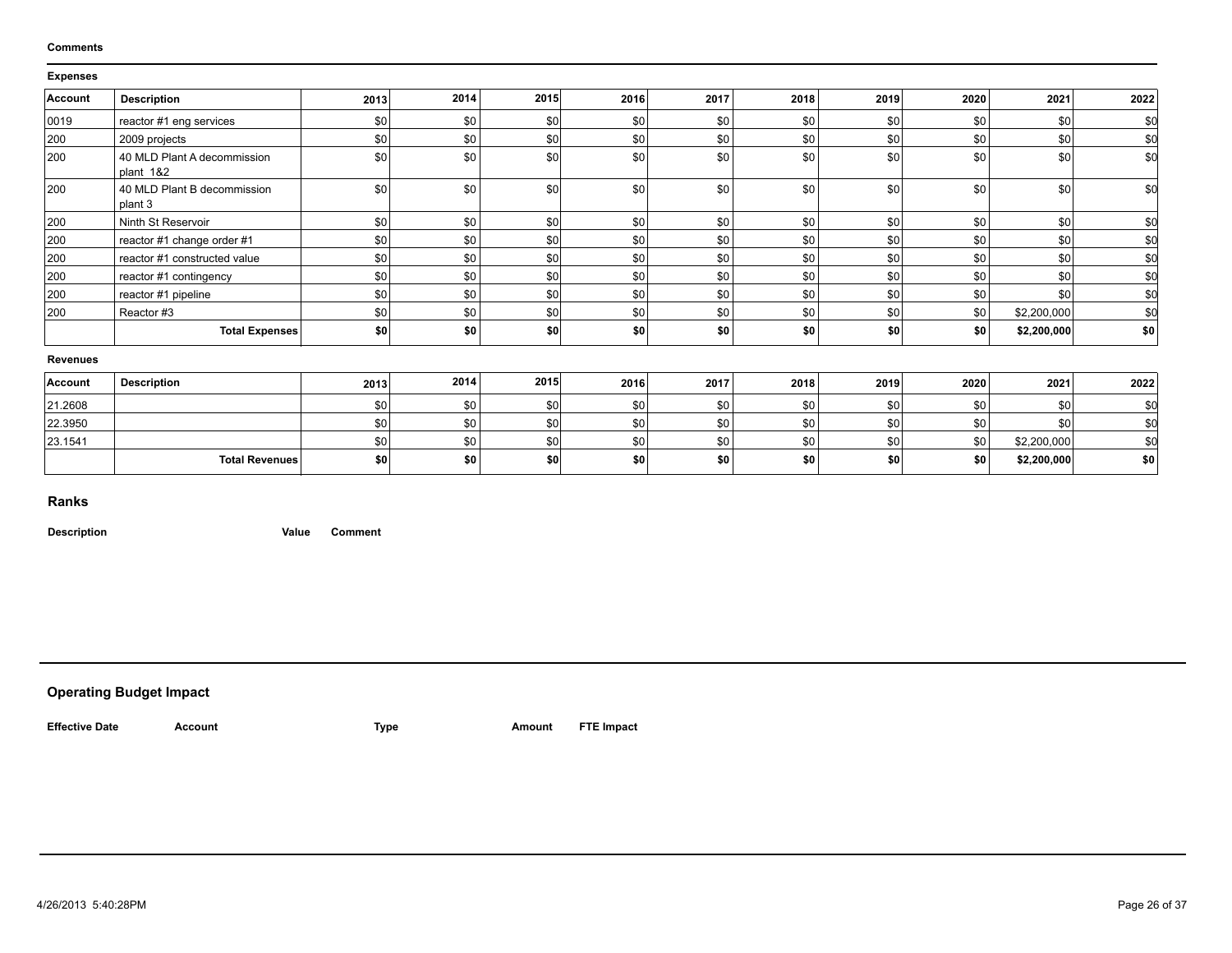**Comments**

**Expenses**

| Account | Description | 2013 | 2014 | 2015 | 2016 | 2017 | 2018 | 2019 | 2020 | 2021 | 2022 |
|---|---|---|---|---|---|---|---|---|---|---|---|
| 0019 | reactor #1 eng services | $0 | $0 | $0 | $0 | $0 | $0 | $0 | $0 | $0 | $0 |
| 200 | 2009 projects | $0 | $0 | $0 | $0 | $0 | $0 | $0 | $0 | $0 | $0 |
| 200 | 40 MLD Plant A decommission plant 1&2 | $0 | $0 | $0 | $0 | $0 | $0 | $0 | $0 | $0 | $0 |
| 200 | 40 MLD Plant B decommission plant 3 | $0 | $0 | $0 | $0 | $0 | $0 | $0 | $0 | $0 | $0 |
| 200 | Ninth St Reservoir | $0 | $0 | $0 | $0 | $0 | $0 | $0 | $0 | $0 | $0 |
| 200 | reactor #1 change order #1 | $0 | $0 | $0 | $0 | $0 | $0 | $0 | $0 | $0 | $0 |
| 200 | reactor #1 constructed value | $0 | $0 | $0 | $0 | $0 | $0 | $0 | $0 | $0 | $0 |
| 200 | reactor #1 contingency | $0 | $0 | $0 | $0 | $0 | $0 | $0 | $0 | $0 | $0 |
| 200 | reactor #1 pipeline | $0 | $0 | $0 | $0 | $0 | $0 | $0 | $0 | $0 | $0 |
| 200 | Reactor #3 | $0 | $0 | $0 | $0 | $0 | $0 | $0 | $0 | $2,200,000 | $0 |
| | **Total Expenses** | **$0** | **$0** | **$0** | **$0** | **$0** | **$0** | **$0** | **$0** | **$2,200,000** | **$0** |

**Revenues**

| Account | Description | 2013 | 2014 | 2015 | 2016 | 2017 | 2018 | 2019 | 2020 | 2021 | 2022 |
|---|---|---|---|---|---|---|---|---|---|---|---|
| 21.2608 | | $0 | $0 | $0 | $0 | $0 | $0 | $0 | $0 | $0 | $0 |
| 22.3950 | | $0 | $0 | $0 | $0 | $0 | $0 | $0 | $0 | $0 | $0 |
| 23.1541 | | $0 | $0 | $0 | $0 | $0 | $0 | $0 | $0 | $2,200,000 | $0 |
| | **Total Revenues** | **$0** | **$0** | **$0** | **$0** | **$0** | **$0** | **$0** | **$0** | **$2,200,000** | **$0** |

## Ranks

| Description | Value | Comment |
|---|---|---|

## Operating Budget Impact

| Effective Date | Account | Type | Amount | FTE Impact |
|---|---|---|---|---|

4/26/2013 5:40:28PM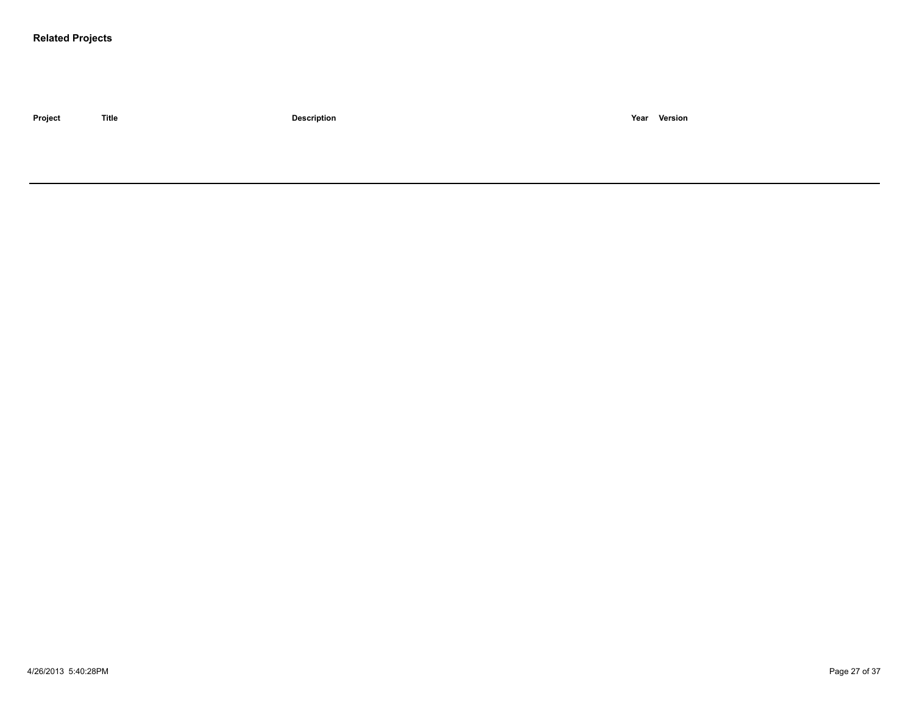**Related Projects**

| Project | Title | Description | Year | Version |
|---|---|---|---|---|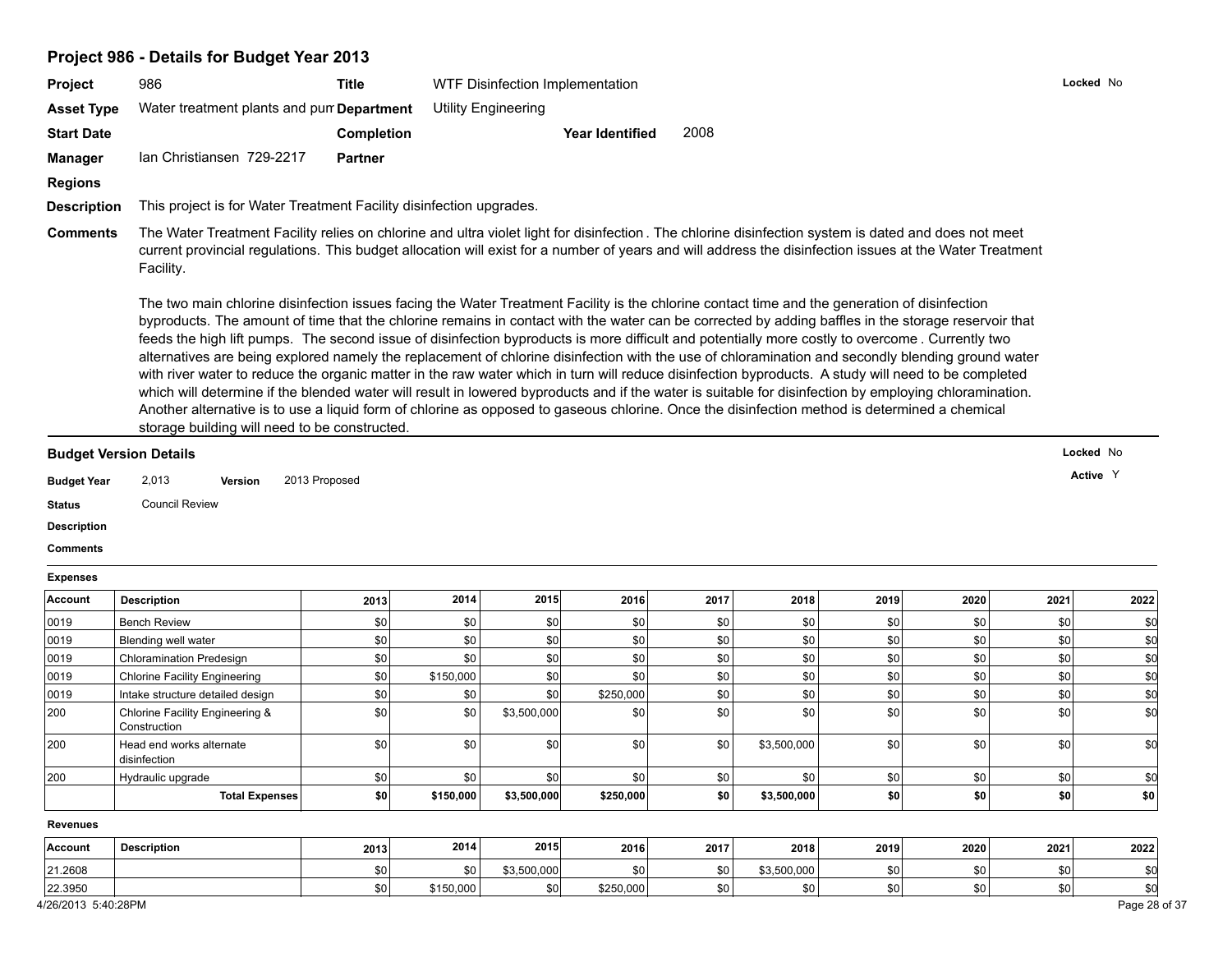# Project 986 - Details for Budget Year 2013

**Project** 986 **Title** WTF Disinfection Implementation **Locked** No

**Asset Type** Water treatment plants and pum **Department** Utility Engineering

**Start Date** **Completion** **Year Identified** 2008

**Manager** Ian Christiansen 729-2217 **Partner**

**Regions**

**Description** This project is for Water Treatment Facility disinfection upgrades.

**Comments** The Water Treatment Facility relies on chlorine and ultra violet light for disinfection . The chlorine disinfection system is dated and does not meet current provincial regulations. This budget allocation will exist for a number of years and will address the disinfection issues at the Water Treatment Facility.

The two main chlorine disinfection issues facing the Water Treatment Facility is the chlorine contact time and the generation of disinfection byproducts. The amount of time that the chlorine remains in contact with the water can be corrected by adding baffles in the storage reservoir that feeds the high lift pumps. The second issue of disinfection byproducts is more difficult and potentially more costly to overcome . Currently two alternatives are being explored namely the replacement of chlorine disinfection with the use of chloramination and secondly blending ground water with river water to reduce the organic matter in the raw water which in turn will reduce disinfection byproducts. A study will need to be completed which will determine if the blended water will result in lowered byproducts and if the water is suitable for disinfection by employing chloramination. Another alternative is to use a liquid form of chlorine as opposed to gaseous chlorine. Once the disinfection method is determined a chemical storage building will need to be constructed.

## Budget Version Details

**Locked** No

**Active** Y

**Budget Year** 2,013 **Version** 2013 Proposed

**Status** Council Review

**Description**

**Comments**

### Expenses

| Account | Description | 2013 | 2014 | 2015 | 2016 | 2017 | 2018 | 2019 | 2020 | 2021 | 2022 |
|---|---|---|---|---|---|---|---|---|---|---|---|
| 0019 | Bench Review | $0 | $0 | $0 | $0 | $0 | $0 | $0 | $0 | $0 | $0 |
| 0019 | Blending well water | $0 | $0 | $0 | $0 | $0 | $0 | $0 | $0 | $0 | $0 |
| 0019 | Chloramination Predesign | $0 | $0 | $0 | $0 | $0 | $0 | $0 | $0 | $0 | $0 |
| 0019 | Chlorine Facility Engineering | $0 | $150,000 | $0 | $0 | $0 | $0 | $0 | $0 | $0 | $0 |
| 0019 | Intake structure detailed design | $0 | $0 | $0 | $250,000 | $0 | $0 | $0 | $0 | $0 | $0 |
| 200 | Chlorine Facility Engineering & Construction | $0 | $0 | $3,500,000 | $0 | $0 | $0 | $0 | $0 | $0 | $0 |
| 200 | Head end works alternate disinfection | $0 | $0 | $0 | $0 | $0 | $3,500,000 | $0 | $0 | $0 | $0 |
| 200 | Hydraulic upgrade | $0 | $0 | $0 | $0 | $0 | $0 | $0 | $0 | $0 | $0 |
| | **Total Expenses** | **$0** | **$150,000** | **$3,500,000** | **$250,000** | **$0** | **$3,500,000** | **$0** | **$0** | **$0** | **$0** |

### Revenues

| Account | Description | 2013 | 2014 | 2015 | 2016 | 2017 | 2018 | 2019 | 2020 | 2021 | 2022 |
|---|---|---|---|---|---|---|---|---|---|---|---|
| 21.2608 | | $0 | $0 | $3,500,000 | $0 | $0 | $3,500,000 | $0 | $0 | $0 | $0 |
| 22.3950 | | $0 | $150,000 | $0 | $250,000 | $0 | $0 | $0 | $0 | $0 | $0 |

4/26/2013 5:40:28PM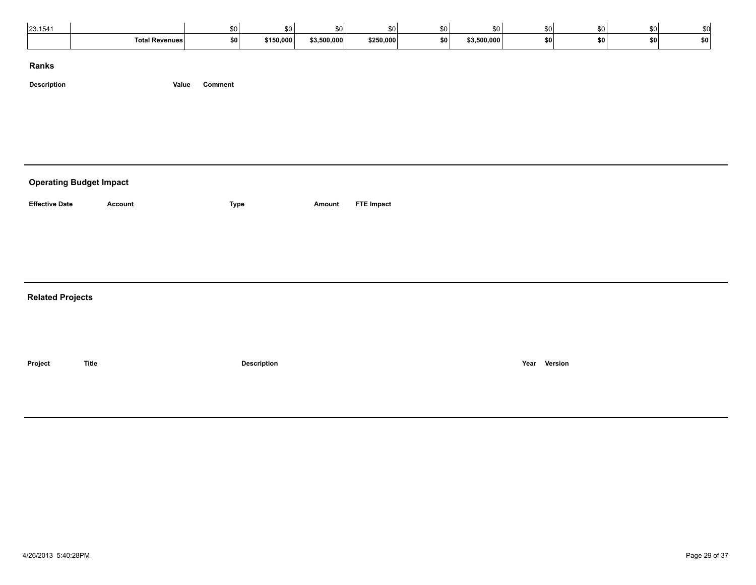| 23.1541 | | $0 | $0 | $0 | $0 | $0 | $0 | $0 | $0 | $0 | $0 |
|---|---|---|---|---|---|---|---|---|---|---|---|
| | **Total Revenues** | **$0** | **$150,000** | **$3,500,000** | **$250,000** | **$0** | **$3,500,000** | **$0** | **$0** | **$0** | **$0** |

## Ranks

| Description | Value | Comment |
|---|---|---|

## Operating Budget Impact

| Effective Date | Account | Type | Amount | FTE Impact |
|---|---|---|---|---|

## Related Projects

| Project | Title | Description | Year | Version |
|---|---|---|---|---|

4/26/2013 5:40:28PM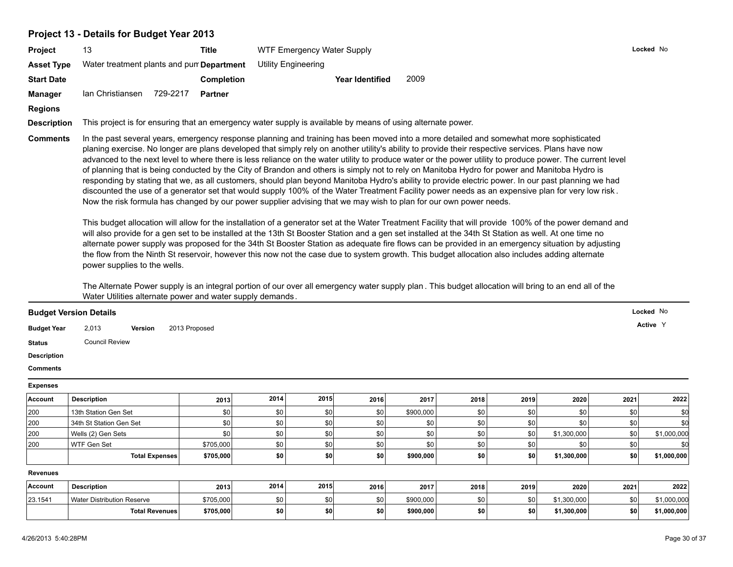## Project 13 - Details for Budget Year 2013

| | | | | | |
|---|---|---|---|---|---|
| **Project** | 13 | **Title** | WTF Emergency Water Supply | | **Locked** No |
| **Asset Type** | Water treatment plants and pum | **Department** | Utility Engineering | | |
| **Start Date** | | **Completion** | | **Year Identified** 2009 | |
| **Manager** | Ian Christiansen 729-2217 | **Partner** | | | |
| **Regions** | | | | | |

**Description** This project is for ensuring that an emergency water supply is available by means of using alternate power.

**Comments** In the past several years, emergency response planning and training has been moved into a more detailed and somewhat more sophisticated planing exercise. No longer are plans developed that simply rely on another utility's ability to provide their respective services. Plans have now advanced to the next level to where there is less reliance on the water utility to produce water or the power utility to produce power. The current level of planning that is being conducted by the City of Brandon and others is simply not to rely on Manitoba Hydro for power and Manitoba Hydro is responding by stating that we, as all customers, should plan beyond Manitoba Hydro's ability to provide electric power. In our past planning we had discounted the use of a generator set that would supply 100% of the Water Treatment Facility power needs as an expensive plan for very low risk. Now the risk formula has changed by our power supplier advising that we may wish to plan for our own power needs.

This budget allocation will allow for the installation of a generator set at the Water Treatment Facility that will provide 100% of the power demand and will also provide for a gen set to be installed at the 13th St Booster Station and a gen set installed at the 34th St Station as well. At one time no alternate power supply was proposed for the 34th St Booster Station as adequate fire flows can be provided in an emergency situation by adjusting the flow from the Ninth St reservoir, however this now not the case due to system growth. This budget allocation also includes adding alternate power supplies to the wells.

The Alternate Power supply is an integral portion of our over all emergency water supply plan. This budget allocation will bring to an end all of the Water Utilities alternate power and water supply demands.

### Budget Version Details

**Locked** No

**Active** Y

**Budget Year** 2,013 **Version** 2013 Proposed

**Status** Council Review

**Description**

**Comments**

**Expenses**

| Account | Description | 2013 | 2014 | 2015 | 2016 | 2017 | 2018 | 2019 | 2020 | 2021 | 2022 |
|---|---|---|---|---|---|---|---|---|---|---|---|
| 200 | 13th Station Gen Set | $0 | $0 | $0 | $0 | $900,000 | $0 | $0 | $0 | $0 | $0 |
| 200 | 34th St Station Gen Set | $0 | $0 | $0 | $0 | $0 | $0 | $0 | $0 | $0 | $0 |
| 200 | Wells (2) Gen Sets | $0 | $0 | $0 | $0 | $0 | $0 | $0 | $1,300,000 | $0 | $1,000,000 |
| 200 | WTF Gen Set | $705,000 | $0 | $0 | $0 | $0 | $0 | $0 | $0 | $0 | $0 |
| | **Total Expenses** | **$705,000** | **$0** | **$0** | **$0** | **$900,000** | **$0** | **$0** | **$1,300,000** | **$0** | **$1,000,000** |

**Revenues**

| Account | Description | 2013 | 2014 | 2015 | 2016 | 2017 | 2018 | 2019 | 2020 | 2021 | 2022 |
|---|---|---|---|---|---|---|---|---|---|---|---|
| 23.1541 | Water Distribution Reserve | $705,000 | $0 | $0 | $0 | $900,000 | $0 | $0 | $1,300,000 | $0 | $1,000,000 |
| | **Total Revenues** | **$705,000** | **$0** | **$0** | **$0** | **$900,000** | **$0** | **$0** | **$1,300,000** | **$0** | **$1,000,000** |

4/26/2013 5:40:28PM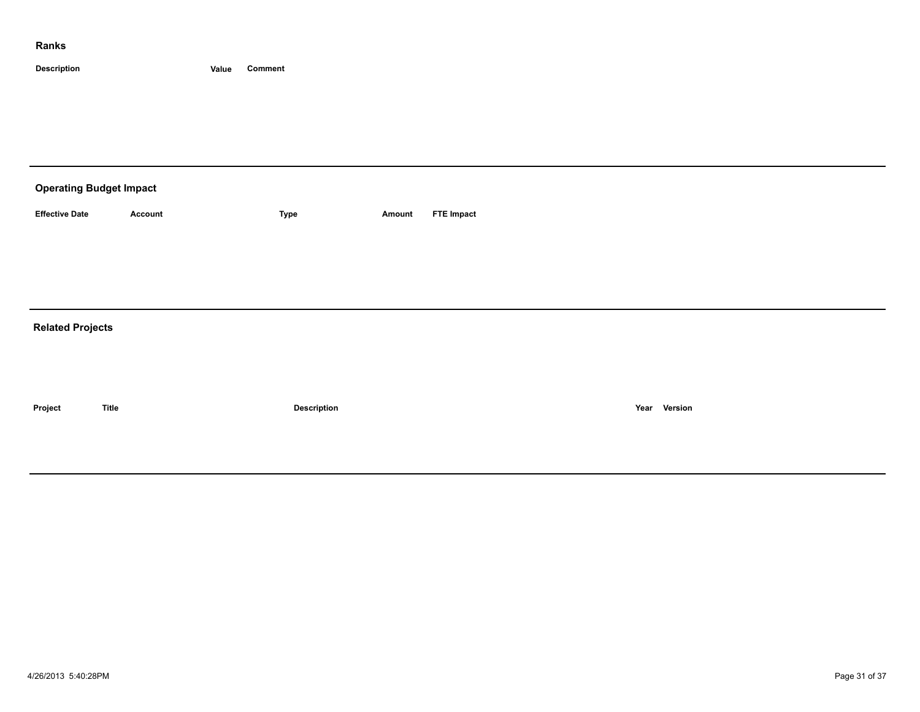## Ranks

| Description | Value | Comment |
|---|---|---|

## Operating Budget Impact

| Effective Date | Account | Type | Amount | FTE Impact |
|---|---|---|---|---|

## Related Projects

| Project | Title | Description | Year | Version |
|---|---|---|---|---|

4/26/2013 5:40:28PM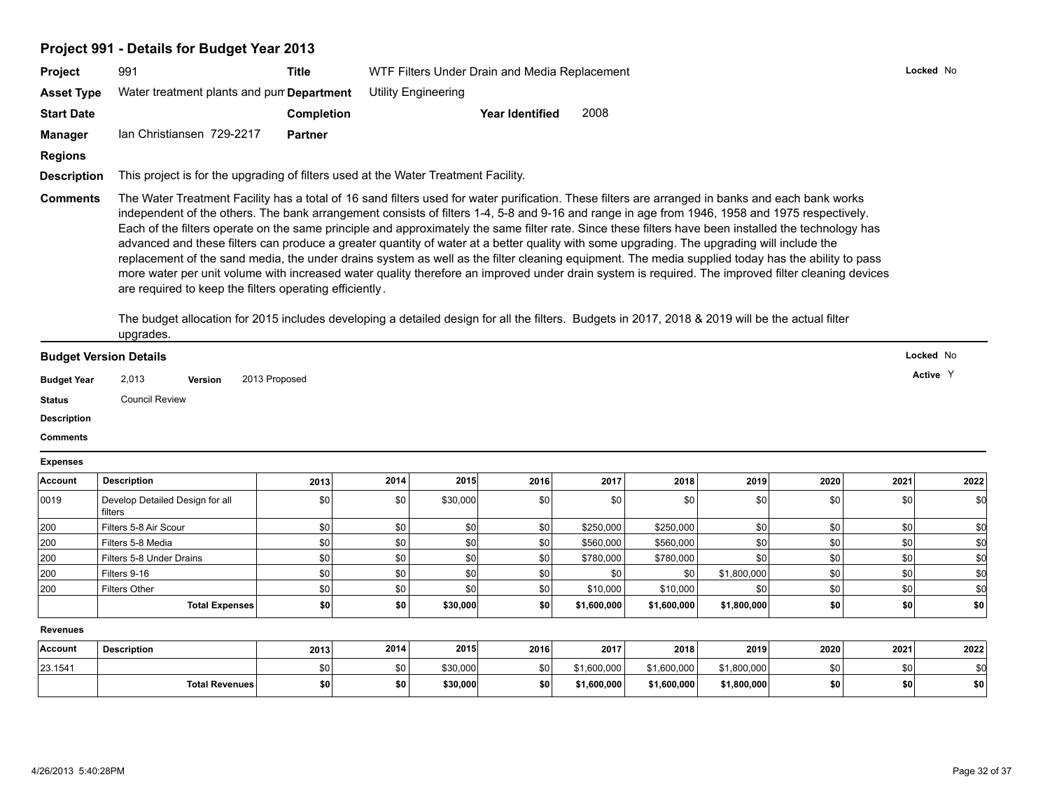## Project 991 - Details for Budget Year 2013

**Project** 991 **Title** WTF Filters Under Drain and Media Replacement **Locked** No

**Asset Type** Water treatment plants and pum **Department** Utility Engineering

**Start Date** **Completion** **Year Identified** 2008

**Manager** Ian Christiansen 729-2217 **Partner**

**Regions**

**Description** This project is for the upgrading of filters used at the Water Treatment Facility.

**Comments** The Water Treatment Facility has a total of 16 sand filters used for water purification. These filters are arranged in banks and each bank works independent of the others. The bank arrangement consists of filters 1-4, 5-8 and 9-16 and range in age from 1946, 1958 and 1975 respectively. Each of the filters operate on the same principle and approximately the same filter rate. Since these filters have been installed the technology has advanced and these filters can produce a greater quantity of water at a better quality with some upgrading. The upgrading will include the replacement of the sand media, the under drains system as well as the filter cleaning equipment. The media supplied today has the ability to pass more water per unit volume with increased water quality therefore an improved under drain system is required. The improved filter cleaning devices are required to keep the filters operating efficiently.

The budget allocation for 2015 includes developing a detailed design for all the filters. Budgets in 2017, 2018 & 2019 will be the actual filter upgrades.

### Budget Version Details

**Locked** No

**Budget Year** 2,013 **Version** 2013 Proposed **Active** Y

**Status** Council Review

**Description**

**Comments**

**Expenses**

| Account | Description | 2013 | 2014 | 2015 | 2016 | 2017 | 2018 | 2019 | 2020 | 2021 | 2022 |
|---|---|---|---|---|---|---|---|---|---|---|---|
| 0019 | Develop Detailed Design for all filters | $0 | $0 | $30,000 | $0 | $0 | $0 | $0 | $0 | $0 | $0 |
| 200 | Filters 5-8 Air Scour | $0 | $0 | $0 | $0 | $250,000 | $250,000 | $0 | $0 | $0 | $0 |
| 200 | Filters 5-8 Media | $0 | $0 | $0 | $0 | $560,000 | $560,000 | $0 | $0 | $0 | $0 |
| 200 | Filters 5-8 Under Drains | $0 | $0 | $0 | $0 | $780,000 | $780,000 | $0 | $0 | $0 | $0 |
| 200 | Filters 9-16 | $0 | $0 | $0 | $0 | $0 | $0 | $1,800,000 | $0 | $0 | $0 |
| 200 | Filters Other | $0 | $0 | $0 | $0 | $10,000 | $10,000 | $0 | $0 | $0 | $0 |
| | **Total Expenses** | **$0** | **$0** | **$30,000** | **$0** | **$1,600,000** | **$1,600,000** | **$1,800,000** | **$0** | **$0** | **$0** |

**Revenues**

| Account | Description | 2013 | 2014 | 2015 | 2016 | 2017 | 2018 | 2019 | 2020 | 2021 | 2022 |
|---|---|---|---|---|---|---|---|---|---|---|---|
| 23.1541 | | $0 | $0 | $30,000 | $0 | $1,600,000 | $1,600,000 | $1,800,000 | $0 | $0 | $0 |
| | **Total Revenues** | **$0** | **$0** | **$30,000** | **$0** | **$1,600,000** | **$1,600,000** | **$1,800,000** | **$0** | **$0** | **$0** |

4/26/2013 5:40:28PM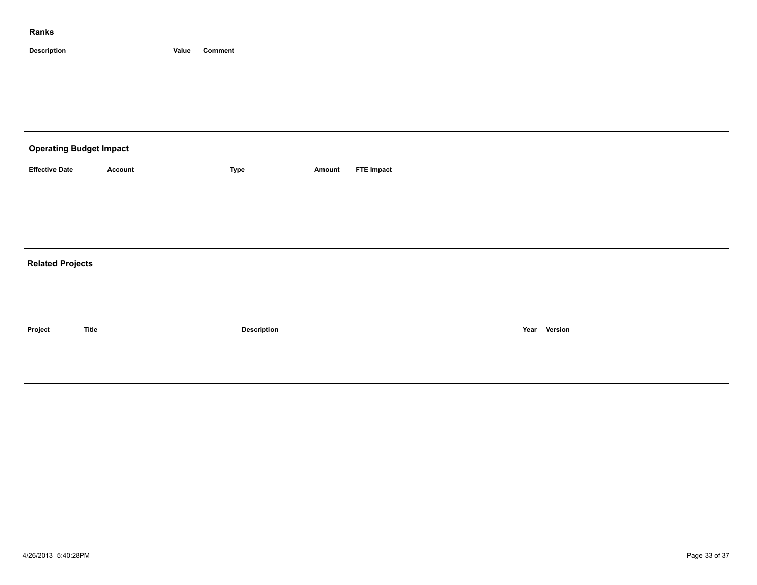## Ranks

| Description | Value | Comment |
| --- | --- | --- |

## Operating Budget Impact

| Effective Date | Account | Type | Amount | FTE Impact |
| --- | --- | --- | --- | --- |

## Related Projects

| Project | Title | Description | Year | Version |
| --- | --- | --- | --- | --- |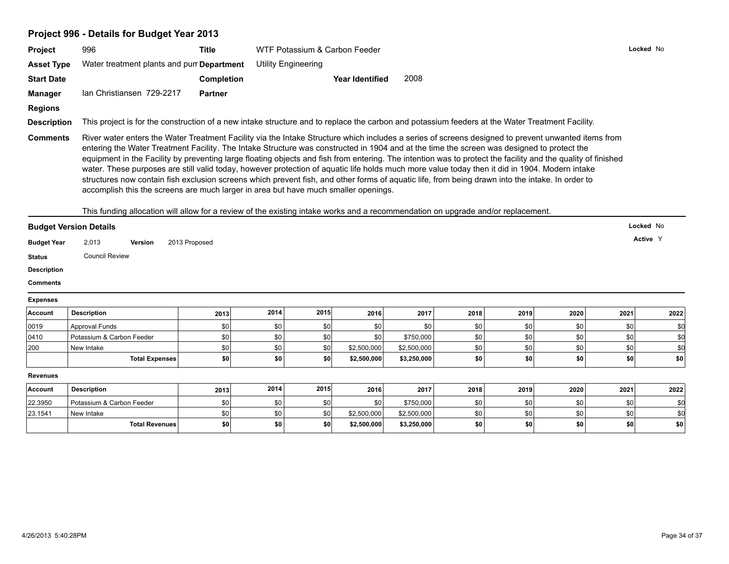## Project 996 - Details for Budget Year 2013

**Project** 996 **Title** WTF Potassium & Carbon Feeder **Locked** No

**Asset Type** Water treatment plants and pum **Department** Utility Engineering

**Start Date** **Completion** **Year Identified** 2008

**Manager** Ian Christiansen 729-2217 **Partner**

**Regions**

**Description** This project is for the construction of a new intake structure and to replace the carbon and potassium feeders at the Water Treatment Facility.

**Comments** River water enters the Water Treatment Facility via the Intake Structure which includes a series of screens designed to prevent unwanted items from entering the Water Treatment Facility. The Intake Structure was constructed in 1904 and at the time the screen was designed to protect the equipment in the Facility by preventing large floating objects and fish from entering. The intention was to protect the facility and the quality of finished water. These purposes are still valid today, however protection of aquatic life holds much more value today then it did in 1904. Modern intake structures now contain fish exclusion screens which prevent fish, and other forms of aquatic life, from being drawn into the intake. In order to accomplish this the screens are much larger in area but have much smaller openings.

This funding allocation will allow for a review of the existing intake works and a recommendation on upgrade and/or replacement.

### Budget Version Details

**Locked** No

**Active** Y

**Budget Year** 2,013 **Version** 2013 Proposed

**Status** Council Review

**Description**

**Comments**

**Expenses**

| Account | Description | 2013 | 2014 | 2015 | 2016 | 2017 | 2018 | 2019 | 2020 | 2021 | 2022 |
|---|---|---|---|---|---|---|---|---|---|---|---|
| 0019 | Approval Funds | $0 | $0 | $0 | $0 | $0 | $0 | $0 | $0 | $0 | $0 |
| 0410 | Potassium & Carbon Feeder | $0 | $0 | $0 | $0 | $750,000 | $0 | $0 | $0 | $0 | $0 |
| 200 | New Intake | $0 | $0 | $0 | $2,500,000 | $2,500,000 | $0 | $0 | $0 | $0 | $0 |
| | **Total Expenses** | **$0** | **$0** | **$0** | **$2,500,000** | **$3,250,000** | **$0** | **$0** | **$0** | **$0** | **$0** |

**Revenues**

| Account | Description | 2013 | 2014 | 2015 | 2016 | 2017 | 2018 | 2019 | 2020 | 2021 | 2022 |
|---|---|---|---|---|---|---|---|---|---|---|---|
| 22.3950 | Potassium & Carbon Feeder | $0 | $0 | $0 | $0 | $750,000 | $0 | $0 | $0 | $0 | $0 |
| 23.1541 | New Intake | $0 | $0 | $0 | $2,500,000 | $2,500,000 | $0 | $0 | $0 | $0 | $0 |
| | **Total Revenues** | **$0** | **$0** | **$0** | **$2,500,000** | **$3,250,000** | **$0** | **$0** | **$0** | **$0** | **$0** |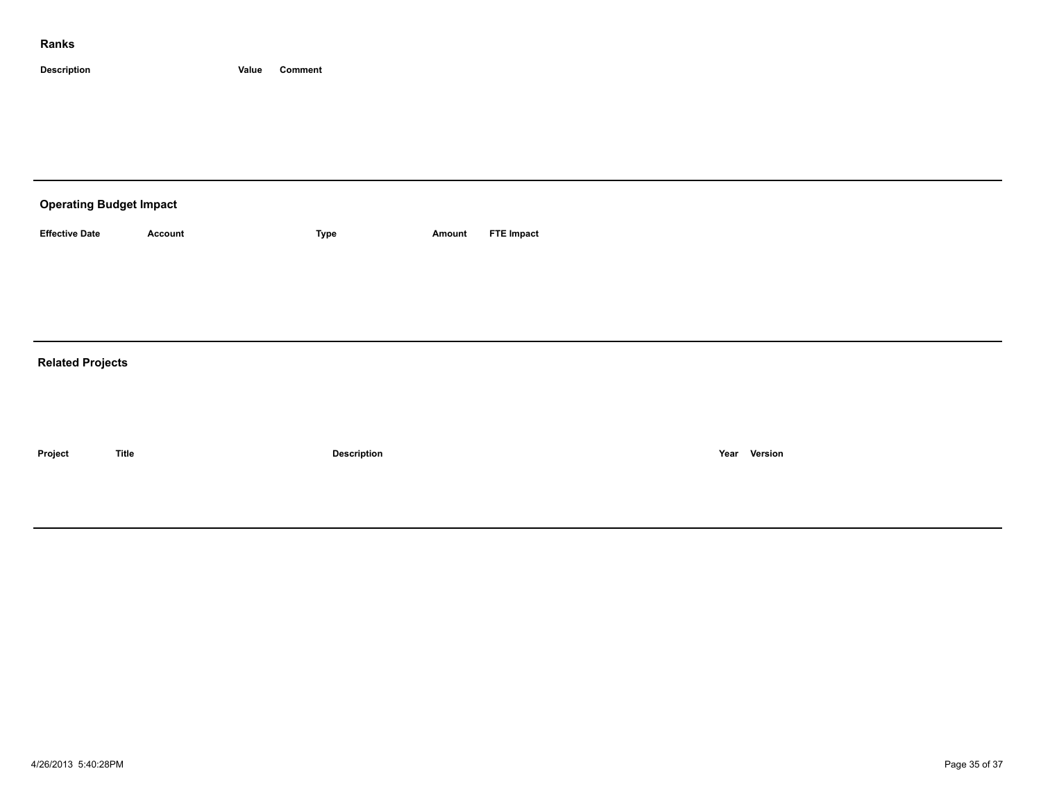## Ranks

| Description | Value | Comment |
| --- | --- | --- |

## Operating Budget Impact

| Effective Date | Account | Type | Amount | FTE Impact |
| --- | --- | --- | --- | --- |

## Related Projects

| Project | Title | Description | Year | Version |
| --- | --- | --- | --- | --- |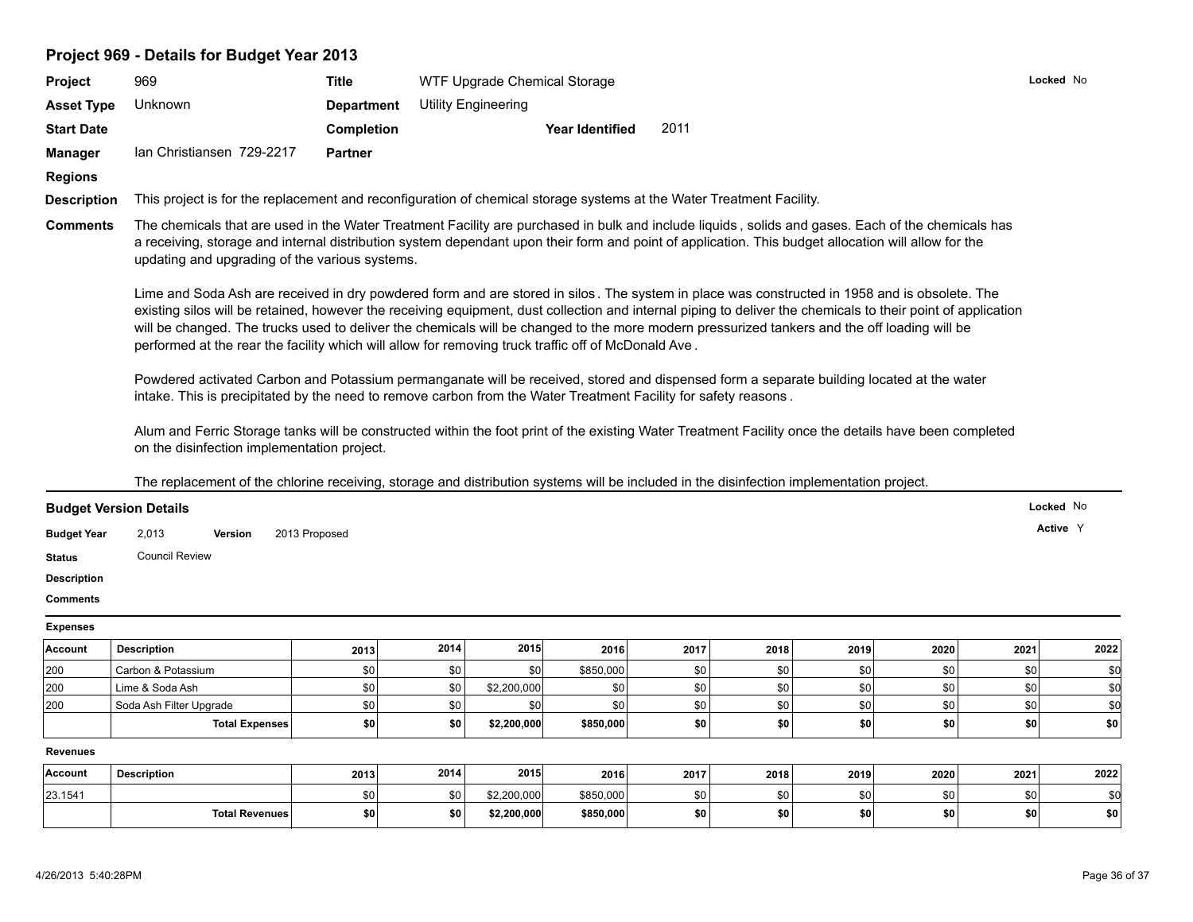## Project 969 - Details for Budget Year 2013

| | | | | | | |
|---|---|---|---|---|---|---|
| **Project** | 969 | **Title** | WTF Upgrade Chemical Storage | | | **Locked** No |
| **Asset Type** | Unknown | **Department** | Utility Engineering | | | |
| **Start Date** | | **Completion** | | **Year Identified** | 2011 | |
| **Manager** | Ian Christiansen 729-2217 | **Partner** | | | | |
| **Regions** | | | | | | |

**Description** This project is for the replacement and reconfiguration of chemical storage systems at the Water Treatment Facility.

**Comments** The chemicals that are used in the Water Treatment Facility are purchased in bulk and include liquids , solids and gases. Each of the chemicals has a receiving, storage and internal distribution system dependant upon their form and point of application. This budget allocation will allow for the updating and upgrading of the various systems.

Lime and Soda Ash are received in dry powdered form and are stored in silos . The system in place was constructed in 1958 and is obsolete. The existing silos will be retained, however the receiving equipment, dust collection and internal piping to deliver the chemicals to their point of application will be changed. The trucks used to deliver the chemicals will be changed to the more modern pressurized tankers and the off loading will be performed at the rear the facility which will allow for removing truck traffic off of McDonald Ave .

Powdered activated Carbon and Potassium permanganate will be received, stored and dispensed form a separate building located at the water intake. This is precipitated by the need to remove carbon from the Water Treatment Facility for safety reasons .

Alum and Ferric Storage tanks will be constructed within the foot print of the existing Water Treatment Facility once the details have been completed on the disinfection implementation project.

The replacement of the chlorine receiving, storage and distribution systems will be included in the disinfection implementation project.

### Budget Version Details

**Locked** No

**Active** Y

**Budget Year** 2,013 **Version** 2013 Proposed

**Status** Council Review

**Description**

**Comments**

**Expenses**

| Account | Description | 2013 | 2014 | 2015 | 2016 | 2017 | 2018 | 2019 | 2020 | 2021 | 2022 |
|---|---|---|---|---|---|---|---|---|---|---|---|
| 200 | Carbon & Potassium | $0 | $0 | $0 | $850,000 | $0 | $0 | $0 | $0 | $0 | $0 |
| 200 | Lime & Soda Ash | $0 | $0 | $2,200,000 | $0 | $0 | $0 | $0 | $0 | $0 | $0 |
| 200 | Soda Ash Filter Upgrade | $0 | $0 | $0 | $0 | $0 | $0 | $0 | $0 | $0 | $0 |
| | **Total Expenses** | **$0** | **$0** | **$2,200,000** | **$850,000** | **$0** | **$0** | **$0** | **$0** | **$0** | **$0** |

**Revenues**

| Account | Description | 2013 | 2014 | 2015 | 2016 | 2017 | 2018 | 2019 | 2020 | 2021 | 2022 |
|---|---|---|---|---|---|---|---|---|---|---|---|
| 23.1541 | | $0 | $0 | $2,200,000 | $850,000 | $0 | $0 | $0 | $0 | $0 | $0 |
| | **Total Revenues** | **$0** | **$0** | **$2,200,000** | **$850,000** | **$0** | **$0** | **$0** | **$0** | **$0** | **$0** |

4/26/2013 5:40:28PM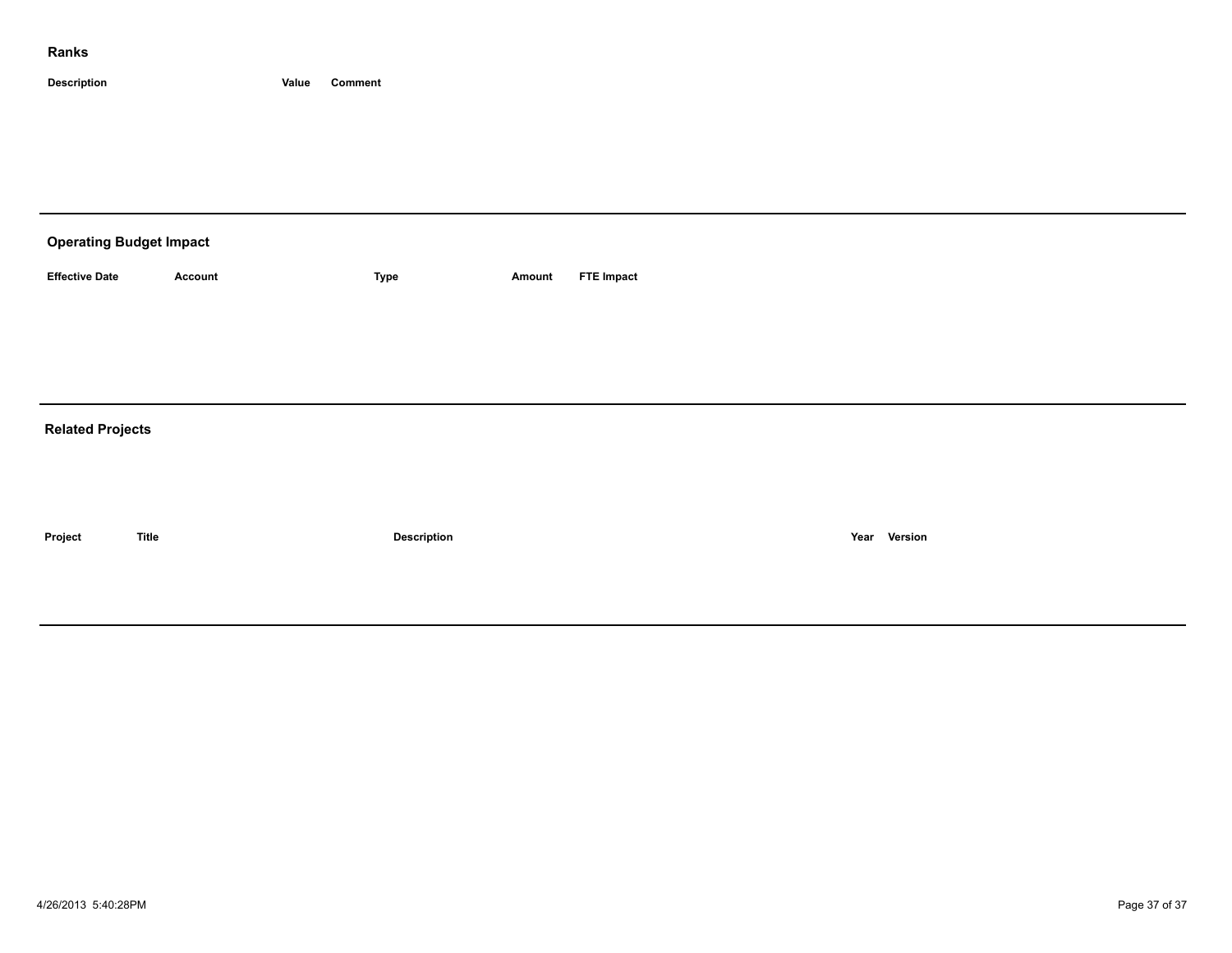### Ranks

| Description | Value | Comment |
|---|---|---|

---

### Operating Budget Impact

| Effective Date | Account | Type | Amount | FTE Impact |
|---|---|---|---|---|

---

### Related Projects

| Project | Title | Description | Year | Version |
|---|---|---|---|---|

---